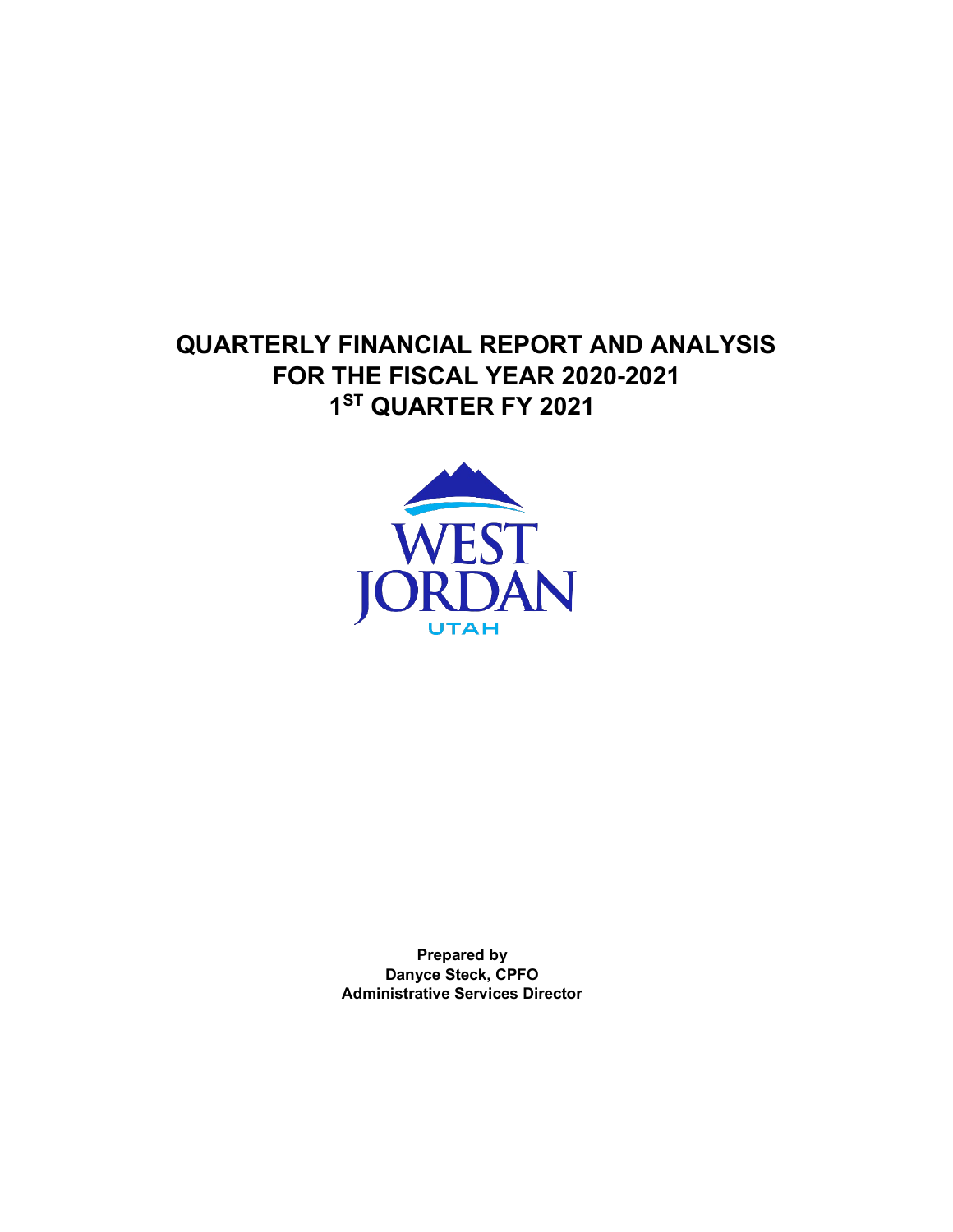# QUARTERLY FINANCIAL REPORT AND ANALYSIS FOR THE FISCAL YEAR 2020-2021 1ST QUARTER FY 2021

WEST JORDAN
UTAH

**Prepared by**
**Danyce Steck, CPFO**
**Administrative Services Director**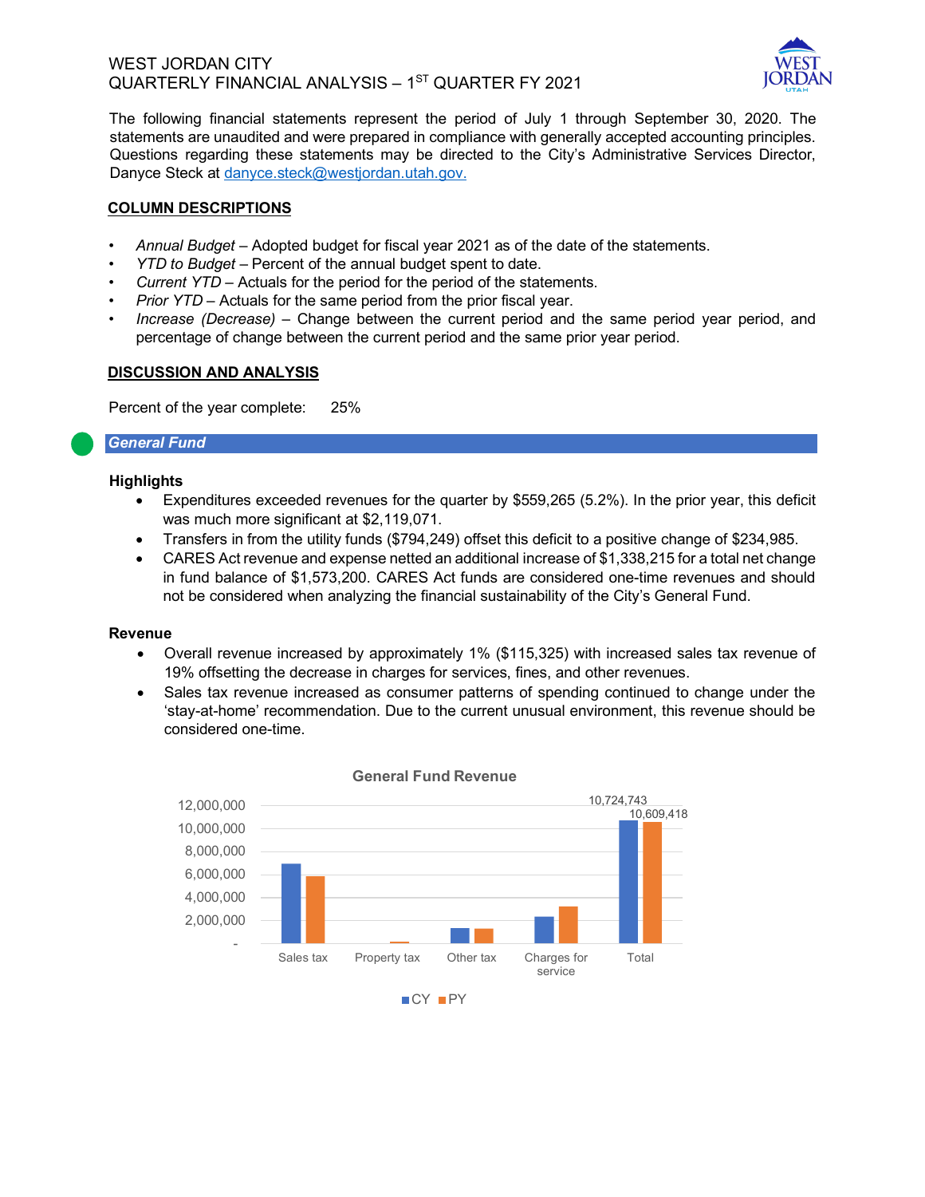WEST JORDAN CITY
QUARTERLY FINANCIAL ANALYSIS – 1ST QUARTER FY 2021

The following financial statements represent the period of July 1 through September 30, 2020. The statements are unaudited and were prepared in compliance with generally accepted accounting principles. Questions regarding these statements may be directed to the City's Administrative Services Director, Danyce Steck at danyce.steck@westjordan.utah.gov.

## COLUMN DESCRIPTIONS

- *Annual Budget* – Adopted budget for fiscal year 2021 as of the date of the statements.
- *YTD to Budget* – Percent of the annual budget spent to date.
- *Current YTD* – Actuals for the period for the period of the statements.
- *Prior YTD* – Actuals for the same period from the prior fiscal year.
- *Increase (Decrease)* – Change between the current period and the same period year period, and percentage of change between the current period and the same prior year period.

## DISCUSSION AND ANALYSIS

Percent of the year complete: 25%

### *General Fund*

**Highlights**

- Expenditures exceeded revenues for the quarter by $559,265 (5.2%). In the prior year, this deficit was much more significant at $2,119,071.
- Transfers in from the utility funds ($794,249) offset this deficit to a positive change of $234,985.
- CARES Act revenue and expense netted an additional increase of $1,338,215 for a total net change in fund balance of $1,573,200. CARES Act funds are considered one-time revenues and should not be considered when analyzing the financial sustainability of the City's General Fund.

**Revenue**

- Overall revenue increased by approximately 1% ($115,325) with increased sales tax revenue of 19% offsetting the decrease in charges for services, fines, and other revenues.
- Sales tax revenue increased as consumer patterns of spending continued to change under the 'stay-at-home' recommendation. Due to the current unusual environment, this revenue should be considered one-time.

General Fund Revenue

12,000,000
10,000,000
8,000,000
6,000,000
4,000,000
2,000,000
-

10,724,743
10,609,418

Sales tax
Property tax
Other tax
Charges for service
Total

CY PY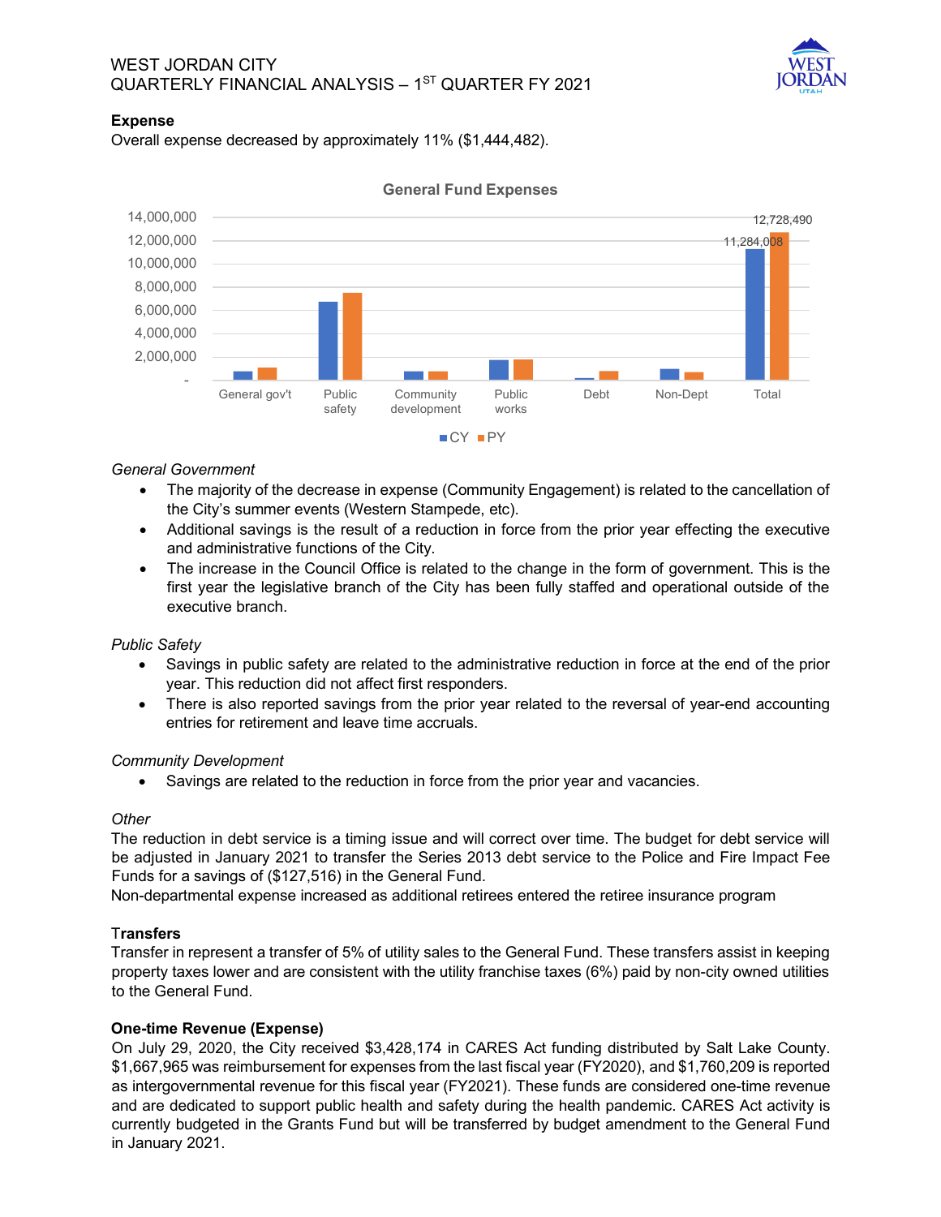### Expense

Overall expense decreased by approximately 11% ($1,444,482).

General Fund Expenses

14,000,000
12,000,000
10,000,000
8,000,000
6,000,000
4,000,000
2,000,000
-

12,728,490
11,284,008

General gov't
Public safety
Community development
Public works
Debt
Non-Dept
Total

CY PY

*General Government*

- The majority of the decrease in expense (Community Engagement) is related to the cancellation of the City's summer events (Western Stampede, etc).
- Additional savings is the result of a reduction in force from the prior year effecting the executive and administrative functions of the City.
- The increase in the Council Office is related to the change in the form of government. This is the first year the legislative branch of the City has been fully staffed and operational outside of the executive branch.

*Public Safety*

- Savings in public safety are related to the administrative reduction in force at the end of the prior year. This reduction did not affect first responders.
- There is also reported savings from the prior year related to the reversal of year-end accounting entries for retirement and leave time accruals.

*Community Development*

- Savings are related to the reduction in force from the prior year and vacancies.

*Other*

The reduction in debt service is a timing issue and will correct over time. The budget for debt service will be adjusted in January 2021 to transfer the Series 2013 debt service to the Police and Fire Impact Fee Funds for a savings of ($127,516) in the General Fund.
Non-departmental expense increased as additional retirees entered the retiree insurance program

### Transfers

Transfer in represent a transfer of 5% of utility sales to the General Fund. These transfers assist in keeping property taxes lower and are consistent with the utility franchise taxes (6%) paid by non-city owned utilities to the General Fund.

### One-time Revenue (Expense)

On July 29, 2020, the City received $3,428,174 in CARES Act funding distributed by Salt Lake County. $1,667,965 was reimbursement for expenses from the last fiscal year (FY2020), and $1,760,209 is reported as intergovernmental revenue for this fiscal year (FY2021). These funds are considered one-time revenue and are dedicated to support public health and safety during the health pandemic. CARES Act activity is currently budgeted in the Grants Fund but will be transferred by budget amendment to the General Fund in January 2021.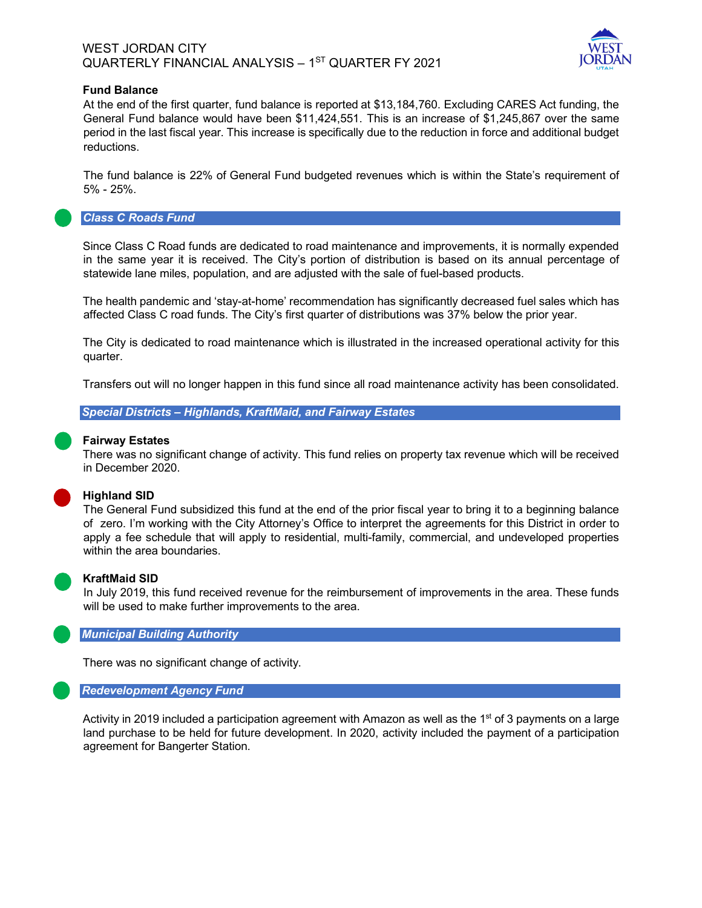**Fund Balance**

At the end of the first quarter, fund balance is reported at $13,184,760. Excluding CARES Act funding, the General Fund balance would have been $11,424,551. This is an increase of $1,245,867 over the same period in the last fiscal year. This increase is specifically due to the reduction in force and additional budget reductions.

The fund balance is 22% of General Fund budgeted revenues which is within the State's requirement of 5% - 25%.

## *Class C Roads Fund*

Since Class C Road funds are dedicated to road maintenance and improvements, it is normally expended in the same year it is received. The City's portion of distribution is based on its annual percentage of statewide lane miles, population, and are adjusted with the sale of fuel-based products.

The health pandemic and 'stay-at-home' recommendation has significantly decreased fuel sales which has affected Class C road funds. The City's first quarter of distributions was 37% below the prior year.

The City is dedicated to road maintenance which is illustrated in the increased operational activity for this quarter.

Transfers out will no longer happen in this fund since all road maintenance activity has been consolidated.

## *Special Districts – Highlands, KraftMaid, and Fairway Estates*

**Fairway Estates**

There was no significant change of activity. This fund relies on property tax revenue which will be received in December 2020.

**Highland SID**

The General Fund subsidized this fund at the end of the prior fiscal year to bring it to a beginning balance of zero. I'm working with the City Attorney's Office to interpret the agreements for this District in order to apply a fee schedule that will apply to residential, multi-family, commercial, and undeveloped properties within the area boundaries.

**KraftMaid SID**

In July 2019, this fund received revenue for the reimbursement of improvements in the area. These funds will be used to make further improvements to the area.

## *Municipal Building Authority*

There was no significant change of activity.

## *Redevelopment Agency Fund*

Activity in 2019 included a participation agreement with Amazon as well as the 1st of 3 payments on a large land purchase to be held for future development. In 2020, activity included the payment of a participation agreement for Bangerter Station.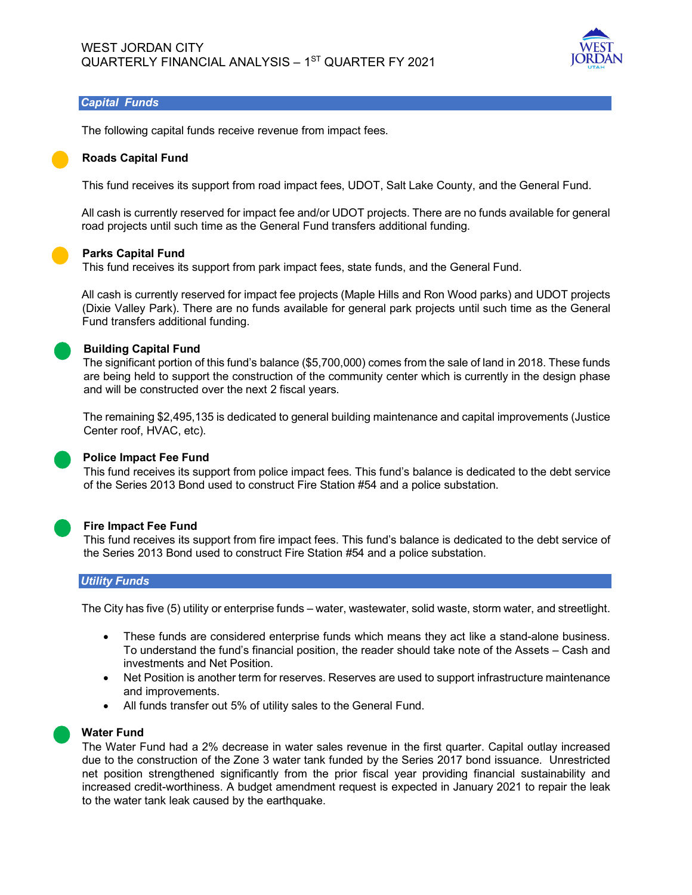## *Capital Funds*

The following capital funds receive revenue from impact fees.

### Roads Capital Fund

This fund receives its support from road impact fees, UDOT, Salt Lake County, and the General Fund.

All cash is currently reserved for impact fee and/or UDOT projects. There are no funds available for general road projects until such time as the General Fund transfers additional funding.

### Parks Capital Fund

This fund receives its support from park impact fees, state funds, and the General Fund.

All cash is currently reserved for impact fee projects (Maple Hills and Ron Wood parks) and UDOT projects (Dixie Valley Park). There are no funds available for general park projects until such time as the General Fund transfers additional funding.

### Building Capital Fund

The significant portion of this fund's balance ($5,700,000) comes from the sale of land in 2018. These funds are being held to support the construction of the community center which is currently in the design phase and will be constructed over the next 2 fiscal years.

The remaining $2,495,135 is dedicated to general building maintenance and capital improvements (Justice Center roof, HVAC, etc).

### Police Impact Fee Fund

This fund receives its support from police impact fees. This fund's balance is dedicated to the debt service of the Series 2013 Bond used to construct Fire Station #54 and a police substation.

### Fire Impact Fee Fund

This fund receives its support from fire impact fees. This fund's balance is dedicated to the debt service of the Series 2013 Bond used to construct Fire Station #54 and a police substation.

## *Utility Funds*

The City has five (5) utility or enterprise funds – water, wastewater, solid waste, storm water, and streetlight.

- These funds are considered enterprise funds which means they act like a stand-alone business. To understand the fund's financial position, the reader should take note of the Assets – Cash and investments and Net Position.
- Net Position is another term for reserves. Reserves are used to support infrastructure maintenance and improvements.
- All funds transfer out 5% of utility sales to the General Fund.

### Water Fund

The Water Fund had a 2% decrease in water sales revenue in the first quarter. Capital outlay increased due to the construction of the Zone 3 water tank funded by the Series 2017 bond issuance. Unrestricted net position strengthened significantly from the prior fiscal year providing financial sustainability and increased credit-worthiness. A budget amendment request is expected in January 2021 to repair the leak to the water tank leak caused by the earthquake.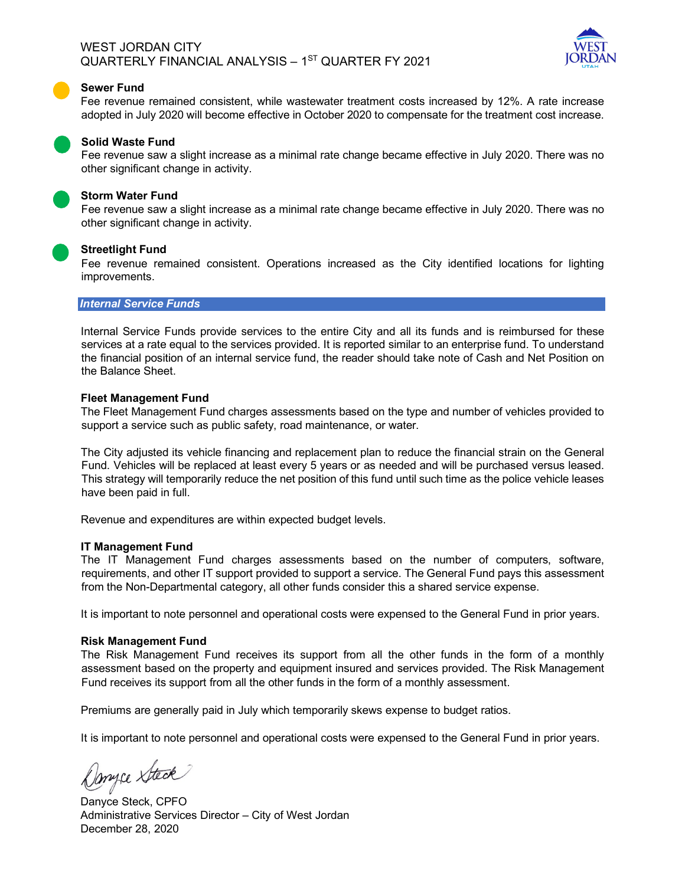**Sewer Fund**

Fee revenue remained consistent, while wastewater treatment costs increased by 12%. A rate increase adopted in July 2020 will become effective in October 2020 to compensate for the treatment cost increase.

**Solid Waste Fund**

Fee revenue saw a slight increase as a minimal rate change became effective in July 2020. There was no other significant change in activity.

**Storm Water Fund**

Fee revenue saw a slight increase as a minimal rate change became effective in July 2020. There was no other significant change in activity.

**Streetlight Fund**

Fee revenue remained consistent. Operations increased as the City identified locations for lighting improvements.

## *Internal Service Funds*

Internal Service Funds provide services to the entire City and all its funds and is reimbursed for these services at a rate equal to the services provided. It is reported similar to an enterprise fund. To understand the financial position of an internal service fund, the reader should take note of Cash and Net Position on the Balance Sheet.

**Fleet Management Fund**

The Fleet Management Fund charges assessments based on the type and number of vehicles provided to support a service such as public safety, road maintenance, or water.

The City adjusted its vehicle financing and replacement plan to reduce the financial strain on the General Fund. Vehicles will be replaced at least every 5 years or as needed and will be purchased versus leased. This strategy will temporarily reduce the net position of this fund until such time as the police vehicle leases have been paid in full.

Revenue and expenditures are within expected budget levels.

**IT Management Fund**

The IT Management Fund charges assessments based on the number of computers, software, requirements, and other IT support provided to support a service. The General Fund pays this assessment from the Non-Departmental category, all other funds consider this a shared service expense.

It is important to note personnel and operational costs were expensed to the General Fund in prior years.

**Risk Management Fund**

The Risk Management Fund receives its support from all the other funds in the form of a monthly assessment based on the property and equipment insured and services provided. The Risk Management Fund receives its support from all the other funds in the form of a monthly assessment.

Premiums are generally paid in July which temporarily skews expense to budget ratios.

It is important to note personnel and operational costs were expensed to the General Fund in prior years.

Danyce Steck, CPFO
Administrative Services Director – City of West Jordan
December 28, 2020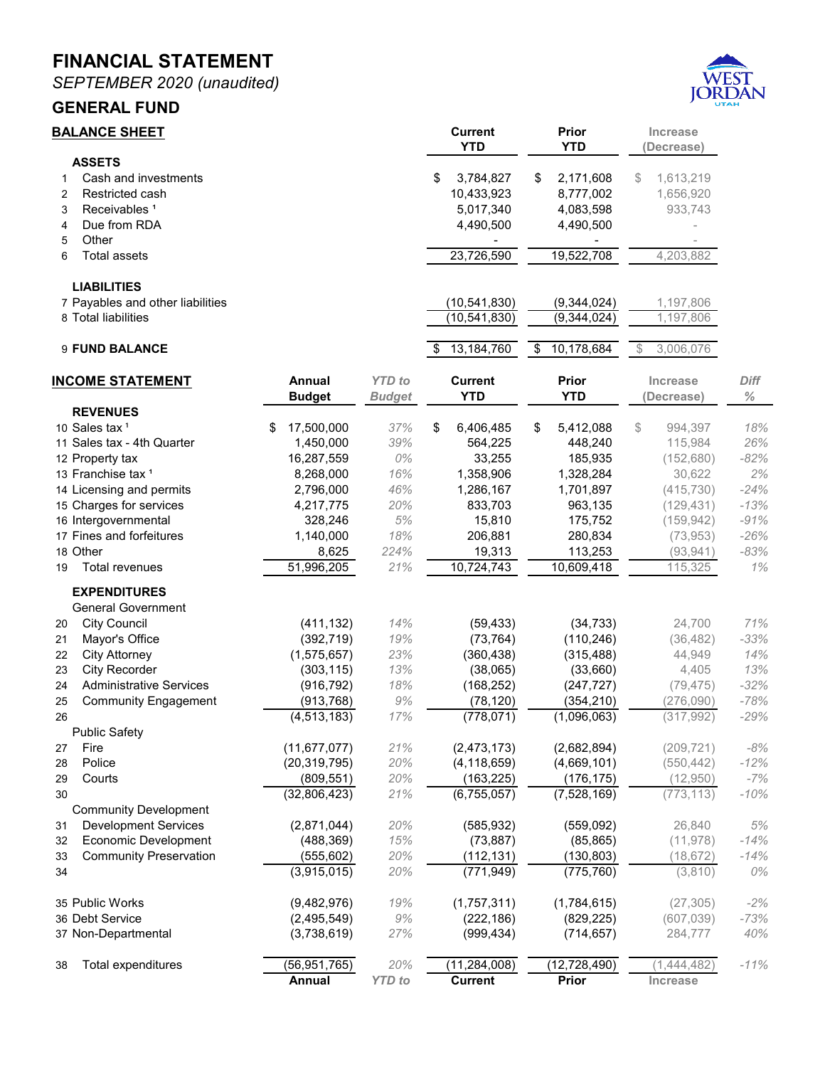# FINANCIAL STATEMENT

*SEPTEMBER 2020 (unaudited)*

## GENERAL FUND

### BALANCE SHEET

| | | Current YTD | Prior YTD | Increase (Decrease) |
|---|---|---|---|---|
| | **ASSETS** | | | |
| 1 | Cash and investments | $ 3,784,827 | $ 2,171,608 | $ 1,613,219 |
| 2 | Restricted cash | 10,433,923 | 8,777,002 | 1,656,920 |
| 3 | Receivables [1] | 5,017,340 | 4,083,598 | 933,743 |
| 4 | Due from RDA | 4,490,500 | 4,490,500 | - |
| 5 | Other | - | - | - |
| 6 | Total assets | 23,726,590 | 19,522,708 | 4,203,882 |
| | **LIABILITIES** | | | |
| 7 | Payables and other liabilities | (10,541,830) | (9,344,024) | 1,197,806 |
| 8 | Total liabilities | (10,541,830) | (9,344,024) | 1,197,806 |
| 9 | **FUND BALANCE** | $ 13,184,760 | $ 10,178,684 | $ 3,006,076 |

### INCOME STATEMENT

| | | Annual Budget | *YTD to Budget* | Current YTD | Prior YTD | Increase (Decrease) | *Diff %* |
|---|---|---|---|---|---|---|---|
| | **REVENUES** | | | | | | |
| 10 | Sales tax [1] | $ 17,500,000 | *37%* | $ 6,406,485 | $ 5,412,088 | $ 994,397 | *18%* |
| 11 | Sales tax - 4th Quarter | 1,450,000 | *39%* | 564,225 | 448,240 | 115,984 | *26%* |
| 12 | Property tax | 16,287,559 | *0%* | 33,255 | 185,935 | (152,680) | *-82%* |
| 13 | Franchise tax [1] | 8,268,000 | *16%* | 1,358,906 | 1,328,284 | 30,622 | *2%* |
| 14 | Licensing and permits | 2,796,000 | *46%* | 1,286,167 | 1,701,897 | (415,730) | *-24%* |
| 15 | Charges for services | 4,217,775 | *20%* | 833,703 | 963,135 | (129,431) | *-13%* |
| 16 | Intergovernmental | 328,246 | *5%* | 15,810 | 175,752 | (159,942) | *-91%* |
| 17 | Fines and forfeitures | 1,140,000 | *18%* | 206,881 | 280,834 | (73,953) | *-26%* |
| 18 | Other | 8,625 | *224%* | 19,313 | 113,253 | (93,941) | *-83%* |
| 19 | Total revenues | 51,996,205 | *21%* | 10,724,743 | 10,609,418 | 115,325 | *1%* |
| | **EXPENDITURES** | | | | | | |
| | General Government | | | | | | |
| 20 | City Council | (411,132) | *14%* | (59,433) | (34,733) | 24,700 | *71%* |
| 21 | Mayor's Office | (392,719) | *19%* | (73,764) | (110,246) | (36,482) | *-33%* |
| 22 | City Attorney | (1,575,657) | *23%* | (360,438) | (315,488) | 44,949 | *14%* |
| 23 | City Recorder | (303,115) | *13%* | (38,065) | (33,660) | 4,405 | *13%* |
| 24 | Administrative Services | (916,792) | *18%* | (168,252) | (247,727) | (79,475) | *-32%* |
| 25 | Community Engagement | (913,768) | *9%* | (78,120) | (354,210) | (276,090) | *-78%* |
| 26 | | (4,513,183) | *17%* | (778,071) | (1,096,063) | (317,992) | *-29%* |
| | Public Safety | | | | | | |
| 27 | Fire | (11,677,077) | *21%* | (2,473,173) | (2,682,894) | (209,721) | *-8%* |
| 28 | Police | (20,319,795) | *20%* | (4,118,659) | (4,669,101) | (550,442) | *-12%* |
| 29 | Courts | (809,551) | *20%* | (163,225) | (176,175) | (12,950) | *-7%* |
| 30 | | (32,806,423) | *21%* | (6,755,057) | (7,528,169) | (773,113) | *-10%* |
| | Community Development | | | | | | |
| 31 | Development Services | (2,871,044) | *20%* | (585,932) | (559,092) | 26,840 | *5%* |
| 32 | Economic Development | (488,369) | *15%* | (73,887) | (85,865) | (11,978) | *-14%* |
| 33 | Community Preservation | (555,602) | *20%* | (112,131) | (130,803) | (18,672) | *-14%* |
| 34 | | (3,915,015) | *20%* | (771,949) | (775,760) | (3,810) | *0%* |
| 35 | Public Works | (9,482,976) | *19%* | (1,757,311) | (1,784,615) | (27,305) | *-2%* |
| 36 | Debt Service | (2,495,549) | *9%* | (222,186) | (829,225) | (607,039) | *-73%* |
| 37 | Non-Departmental | (3,738,619) | *27%* | (999,434) | (714,657) | 284,777 | *40%* |
| 38 | Total expenditures | (56,951,765) | *20%* | (11,284,008) | (12,728,490) | (1,444,482) | *-11%* |
| | | **Annual** | *YTD to* | **Current** | **Prior** | **Increase** | |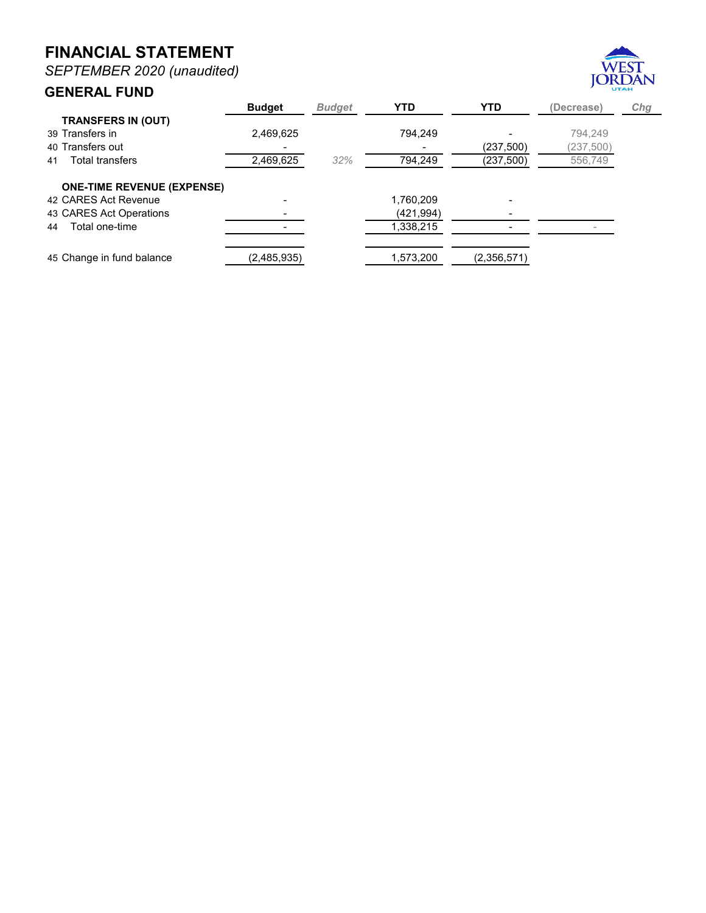# FINANCIAL STATEMENT

*SEPTEMBER 2020 (unaudited)*

## GENERAL FUND

| | Budget | *Budget* | YTD | YTD | (Decrease) | *Chg* |
|---|---|---|---|---|---|---|
| **TRANSFERS IN (OUT)** | | | | | | |
| 39 Transfers in | 2,469,625 | | 794,249 | - | 794,249 | |
| 40 Transfers out | - | | - | (237,500) | (237,500) | |
| 41 Total transfers | 2,469,625 | *32%* | 794,249 | (237,500) | 556,749 | |
| **ONE-TIME REVENUE (EXPENSE)** | | | | | | |
| 42 CARES Act Revenue | - | | 1,760,209 | - | | |
| 43 CARES Act Operations | - | | (421,994) | - | | |
| 44 Total one-time | - | | 1,338,215 | - | - | |
| 45 Change in fund balance | (2,485,935) | | 1,573,200 | (2,356,571) | | |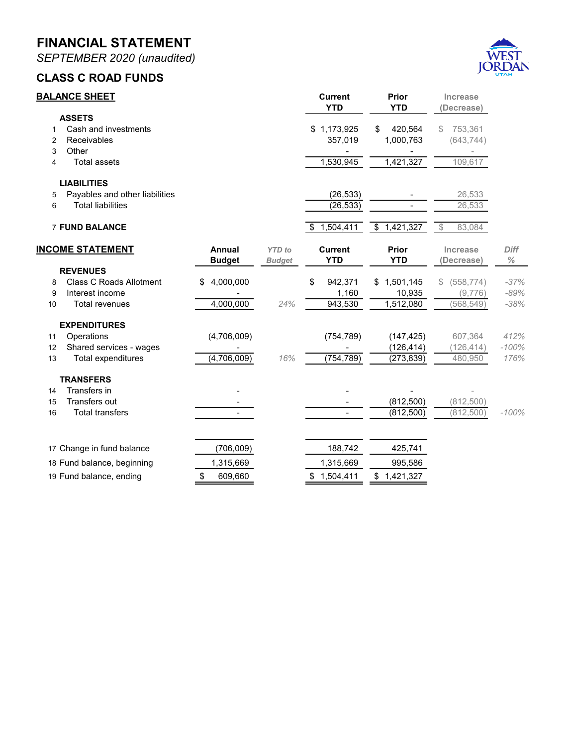# FINANCIAL STATEMENT

*SEPTEMBER 2020 (unaudited)*

## CLASS C ROAD FUNDS

### BALANCE SHEET

| | | Current YTD | Prior YTD | Increase (Decrease) |
|---|---|---|---|---|
| | **ASSETS** | | | |
| 1 | Cash and investments | $ 1,173,925 | $ 420,564 | $ 753,361 |
| 2 | Receivables | 357,019 | 1,000,763 | (643,744) |
| 3 | Other | - | - | - |
| 4 | Total assets | 1,530,945 | 1,421,327 | 109,617 |
| | **LIABILITIES** | | | |
| 5 | Payables and other liabilities | (26,533) | - | 26,533 |
| 6 | Total liabilities | (26,533) | - | 26,533 |
| 7 | **FUND BALANCE** | $ 1,504,411 | $ 1,421,327 | $ 83,084 |

### INCOME STATEMENT

| | | Annual Budget | *YTD to Budget* | Current YTD | Prior YTD | Increase (Decrease) | *Diff %* |
|---|---|---|---|---|---|---|---|
| | **REVENUES** | | | | | | |
| 8 | Class C Roads Allotment | $ 4,000,000 | | $ 942,371 | $ 1,501,145 | $ (558,774) | *-37%* |
| 9 | Interest income | - | | 1,160 | 10,935 | (9,776) | *-89%* |
| 10 | Total revenues | 4,000,000 | *24%* | 943,530 | 1,512,080 | (568,549) | *-38%* |
| | **EXPENDITURES** | | | | | | |
| 11 | Operations | (4,706,009) | | (754,789) | (147,425) | 607,364 | *412%* |
| 12 | Shared services - wages | - | | - | (126,414) | (126,414) | *-100%* |
| 13 | Total expenditures | (4,706,009) | *16%* | (754,789) | (273,839) | 480,950 | *176%* |
| | **TRANSFERS** | | | | | | |
| 14 | Transfers in | - | | - | - | - | |
| 15 | Transfers out | - | | - | (812,500) | (812,500) | |
| 16 | Total transfers | - | | - | (812,500) | (812,500) | *-100%* |
| 17 | Change in fund balance | (706,009) | | 188,742 | 425,741 | | |
| 18 | Fund balance, beginning | 1,315,669 | | 1,315,669 | 995,586 | | |
| 19 | Fund balance, ending | $ 609,660 | | $ 1,504,411 | $ 1,421,327 | | |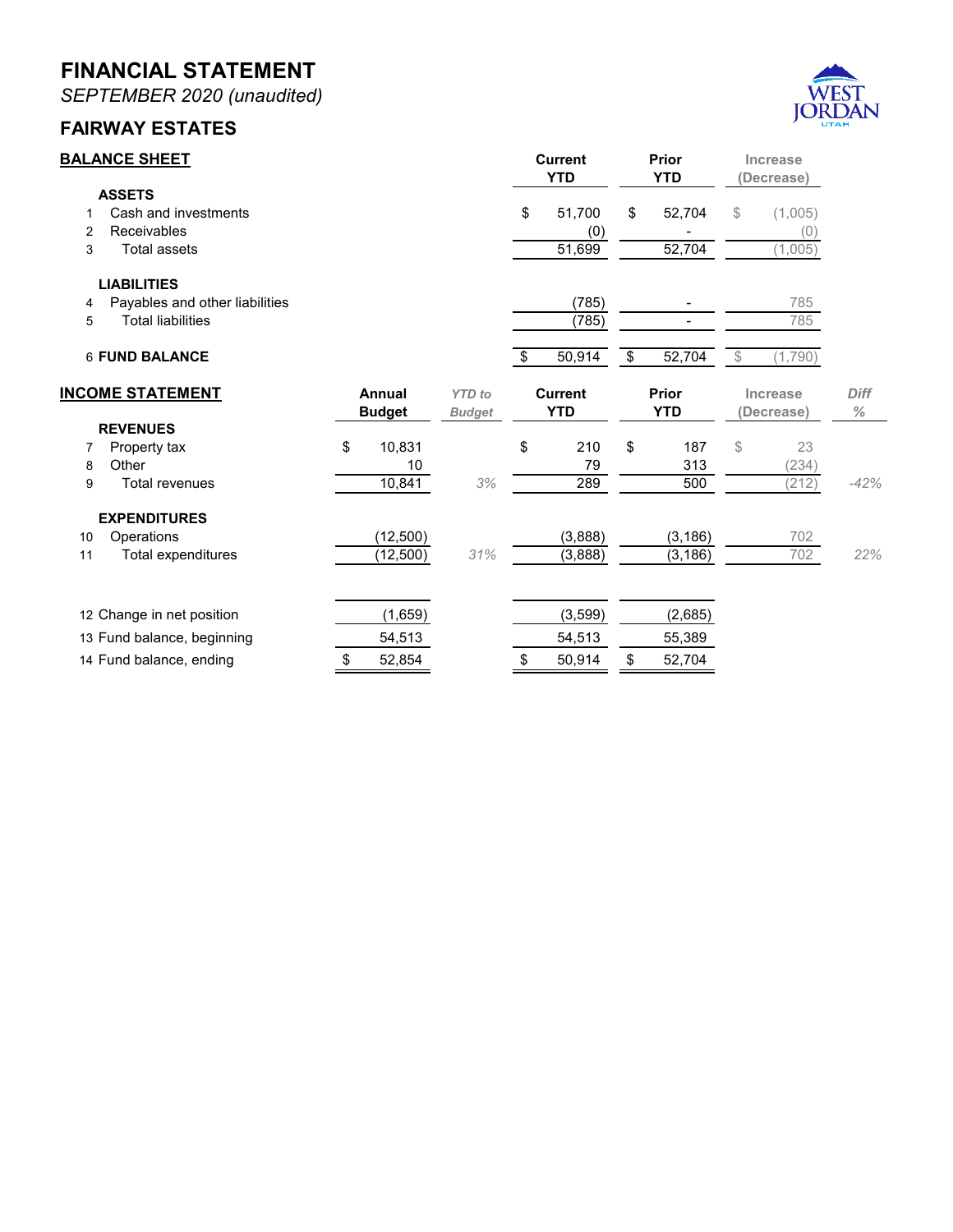# FINANCIAL STATEMENT

*SEPTEMBER 2020 (unaudited)*

## FAIRWAY ESTATES

**BALANCE SHEET**

| | | Current YTD | Prior YTD | Increase (Decrease) |
|---|---|---|---|---|
| | **ASSETS** | | | |
| 1 | Cash and investments | $ 51,700 | $ 52,704 | $ (1,005) |
| 2 | Receivables | (0) | - | (0) |
| 3 | Total assets | 51,699 | 52,704 | (1,005) |
| | **LIABILITIES** | | | |
| 4 | Payables and other liabilities | (785) | - | 785 |
| 5 | Total liabilities | (785) | - | 785 |
| 6 | **FUND BALANCE** | $ 50,914 | $ 52,704 | $ (1,790) |

**INCOME STATEMENT**

| | | Annual Budget | *YTD to Budget* | Current YTD | Prior YTD | Increase (Decrease) | *Diff %* |
|---|---|---|---|---|---|---|---|
| | **REVENUES** | | | | | | |
| 7 | Property tax | $ 10,831 | | $ 210 | $ 187 | $ 23 | |
| 8 | Other | 10 | | 79 | 313 | (234) | |
| 9 | Total revenues | 10,841 | *3%* | 289 | 500 | (212) | *-42%* |
| | **EXPENDITURES** | | | | | | |
| 10 | Operations | (12,500) | | (3,888) | (3,186) | 702 | |
| 11 | Total expenditures | (12,500) | *31%* | (3,888) | (3,186) | 702 | *22%* |
| 12 | Change in net position | (1,659) | | (3,599) | (2,685) | | |
| 13 | Fund balance, beginning | 54,513 | | 54,513 | 55,389 | | |
| 14 | Fund balance, ending | $ 52,854 | | $ 50,914 | $ 52,704 | | |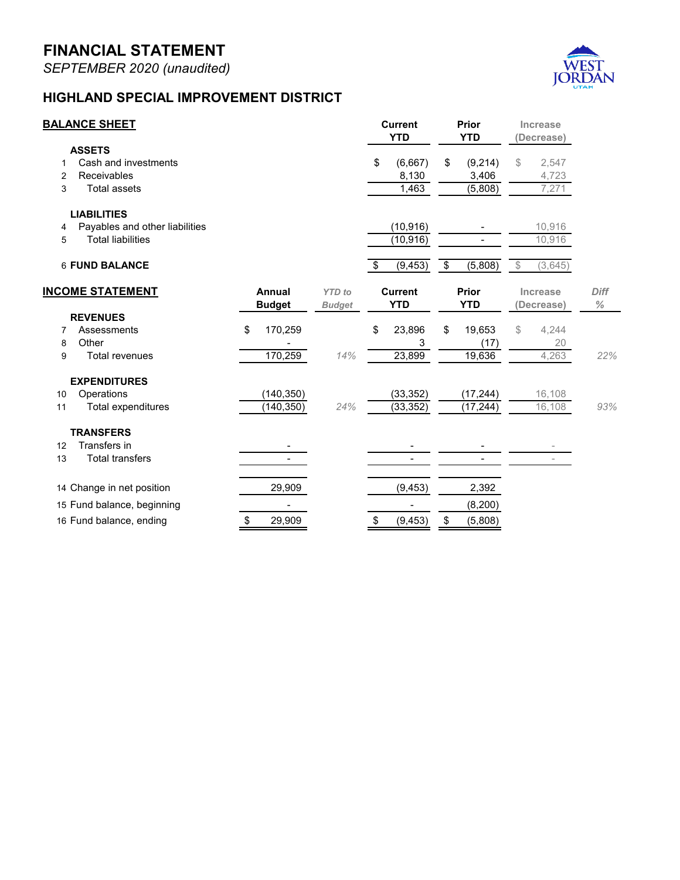# FINANCIAL STATEMENT

*SEPTEMBER 2020 (unaudited)*

## HIGHLAND SPECIAL IMPROVEMENT DISTRICT

**BALANCE SHEET**

| | | Current YTD | Prior YTD | Increase (Decrease) |
|---|---|---|---|---|
| | **ASSETS** | | | |
| 1 | Cash and investments | $ (6,667) | $ (9,214) | $ 2,547 |
| 2 | Receivables | 8,130 | 3,406 | 4,723 |
| 3 | Total assets | 1,463 | (5,808) | 7,271 |
| | **LIABILITIES** | | | |
| 4 | Payables and other liabilities | (10,916) | - | 10,916 |
| 5 | Total liabilities | (10,916) | - | 10,916 |
| 6 | **FUND BALANCE** | $ (9,453) | $ (5,808) | $ (3,645) |

**INCOME STATEMENT**

| | | Annual Budget | *YTD to Budget* | Current YTD | Prior YTD | Increase (Decrease) | *Diff %* |
|---|---|---|---|---|---|---|---|
| | **REVENUES** | | | | | | |
| 7 | Assessments | $ 170,259 | | $ 23,896 | $ 19,653 | $ 4,244 | |
| 8 | Other | - | | 3 | (17) | 20 | |
| 9 | Total revenues | 170,259 | *14%* | 23,899 | 19,636 | 4,263 | *22%* |
| | **EXPENDITURES** | | | | | | |
| 10 | Operations | (140,350) | | (33,352) | (17,244) | 16,108 | |
| 11 | Total expenditures | (140,350) | *24%* | (33,352) | (17,244) | 16,108 | *93%* |
| | **TRANSFERS** | | | | | | |
| 12 | Transfers in | - | | - | - | - | |
| 13 | Total transfers | - | | - | - | - | |
| 14 | Change in net position | 29,909 | | (9,453) | 2,392 | | |
| 15 | Fund balance, beginning | - | | - | (8,200) | | |
| 16 | Fund balance, ending | $ 29,909 | | $ (9,453) | $ (5,808) | | |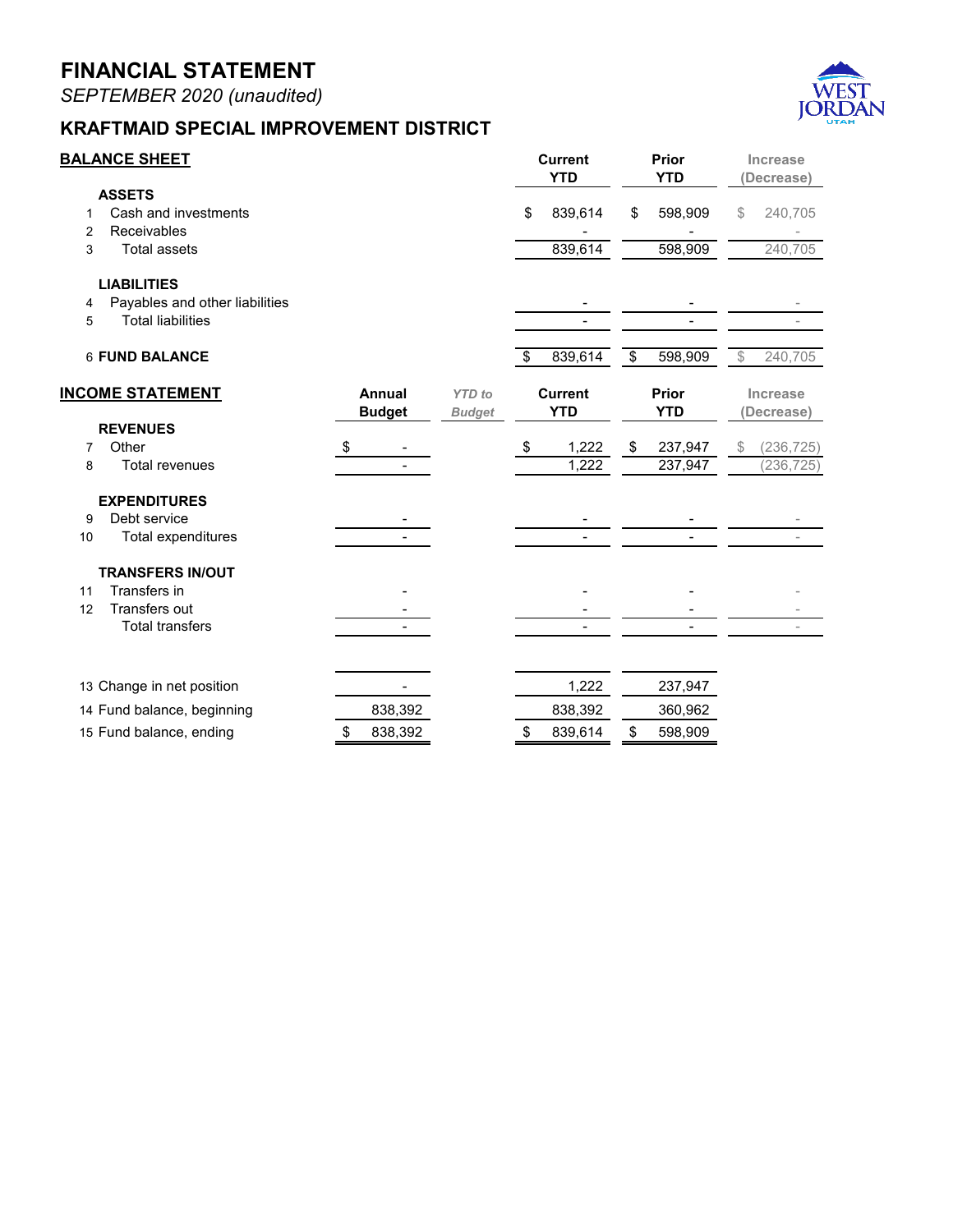# FINANCIAL STATEMENT

*SEPTEMBER 2020 (unaudited)*

## KRAFTMAID SPECIAL IMPROVEMENT DISTRICT

### BALANCE SHEET

| | | Current YTD | Prior YTD | Increase (Decrease) |
|---|---|---|---|---|
| | **ASSETS** | | | |
| 1 | Cash and investments | $ 839,614 | $ 598,909 | $ 240,705 |
| 2 | Receivables | - | - | - |
| 3 | Total assets | 839,614 | 598,909 | 240,705 |
| | **LIABILITIES** | | | |
| 4 | Payables and other liabilities | - | - | - |
| 5 | Total liabilities | - | - | - |
| 6 | **FUND BALANCE** | $ 839,614 | $ 598,909 | $ 240,705 |

### INCOME STATEMENT

| | | Annual Budget | *YTD to Budget* | Current YTD | Prior YTD | Increase (Decrease) |
|---|---|---|---|---|---|---|
| | **REVENUES** | | | | | |
| 7 | Other | $ - | | $ 1,222 | $ 237,947 | $ (236,725) |
| 8 | Total revenues | - | | 1,222 | 237,947 | (236,725) |
| | **EXPENDITURES** | | | | | |
| 9 | Debt service | - | | - | - | - |
| 10 | Total expenditures | - | | - | - | - |
| | **TRANSFERS IN/OUT** | | | | | |
| 11 | Transfers in | - | | - | - | - |
| 12 | Transfers out | - | | - | - | - |
| | Total transfers | - | | - | - | - |
| 13 | Change in net position | - | | 1,222 | 237,947 | |
| 14 | Fund balance, beginning | 838,392 | | 838,392 | 360,962 | |
| 15 | Fund balance, ending | $ 838,392 | | $ 839,614 | $ 598,909 | |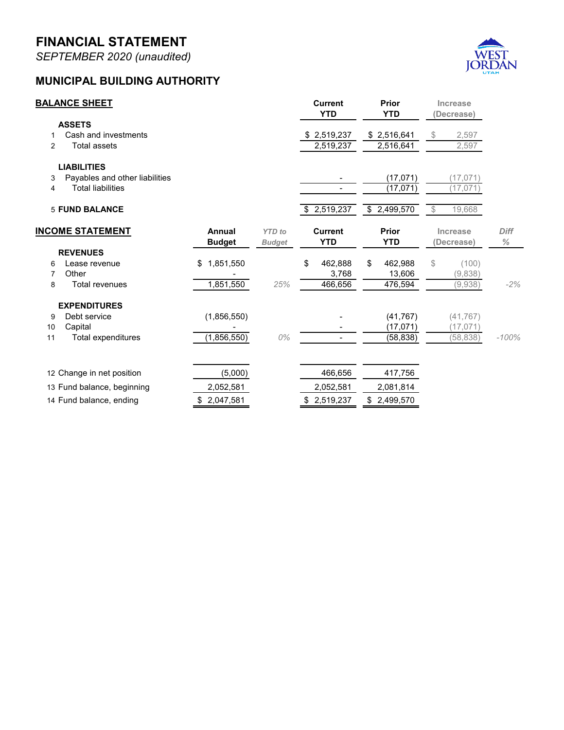# FINANCIAL STATEMENT

*SEPTEMBER 2020 (unaudited)*

## MUNICIPAL BUILDING AUTHORITY

| | BALANCE SHEET | Current YTD | Prior YTD | Increase (Decrease) |
|---|---|---|---|---|
| | **ASSETS** | | | |
| 1 | Cash and investments | $ 2,519,237 | $ 2,516,641 | $ 2,597 |
| 2 | Total assets | 2,519,237 | 2,516,641 | 2,597 |
| | **LIABILITIES** | | | |
| 3 | Payables and other liabilities | - | (17,071) | (17,071) |
| 4 | Total liabilities | - | (17,071) | (17,071) |
| 5 | **FUND BALANCE** | $ 2,519,237 | $ 2,499,570 | $ 19,668 |

| | INCOME STATEMENT | Annual Budget | *YTD to Budget* | Current YTD | Prior YTD | Increase (Decrease) | *Diff %* |
|---|---|---|---|---|---|---|---|
| | **REVENUES** | | | | | | |
| 6 | Lease revenue | $ 1,851,550 | | $ 462,888 | $ 462,988 | $ (100) | |
| 7 | Other | - | | 3,768 | 13,606 | (9,838) | |
| 8 | Total revenues | 1,851,550 | *25%* | 466,656 | 476,594 | (9,938) | *-2%* |
| | **EXPENDITURES** | | | | | | |
| 9 | Debt service | (1,856,550) | | - | (41,767) | (41,767) | |
| 10 | Capital | - | | - | (17,071) | (17,071) | |
| 11 | Total expenditures | (1,856,550) | *0%* | - | (58,838) | (58,838) | *-100%* |
| 12 | Change in net position | (5,000) | | 466,656 | 417,756 | | |
| 13 | Fund balance, beginning | 2,052,581 | | 2,052,581 | 2,081,814 | | |
| 14 | Fund balance, ending | $ 2,047,581 | | $ 2,519,237 | $ 2,499,570 | | |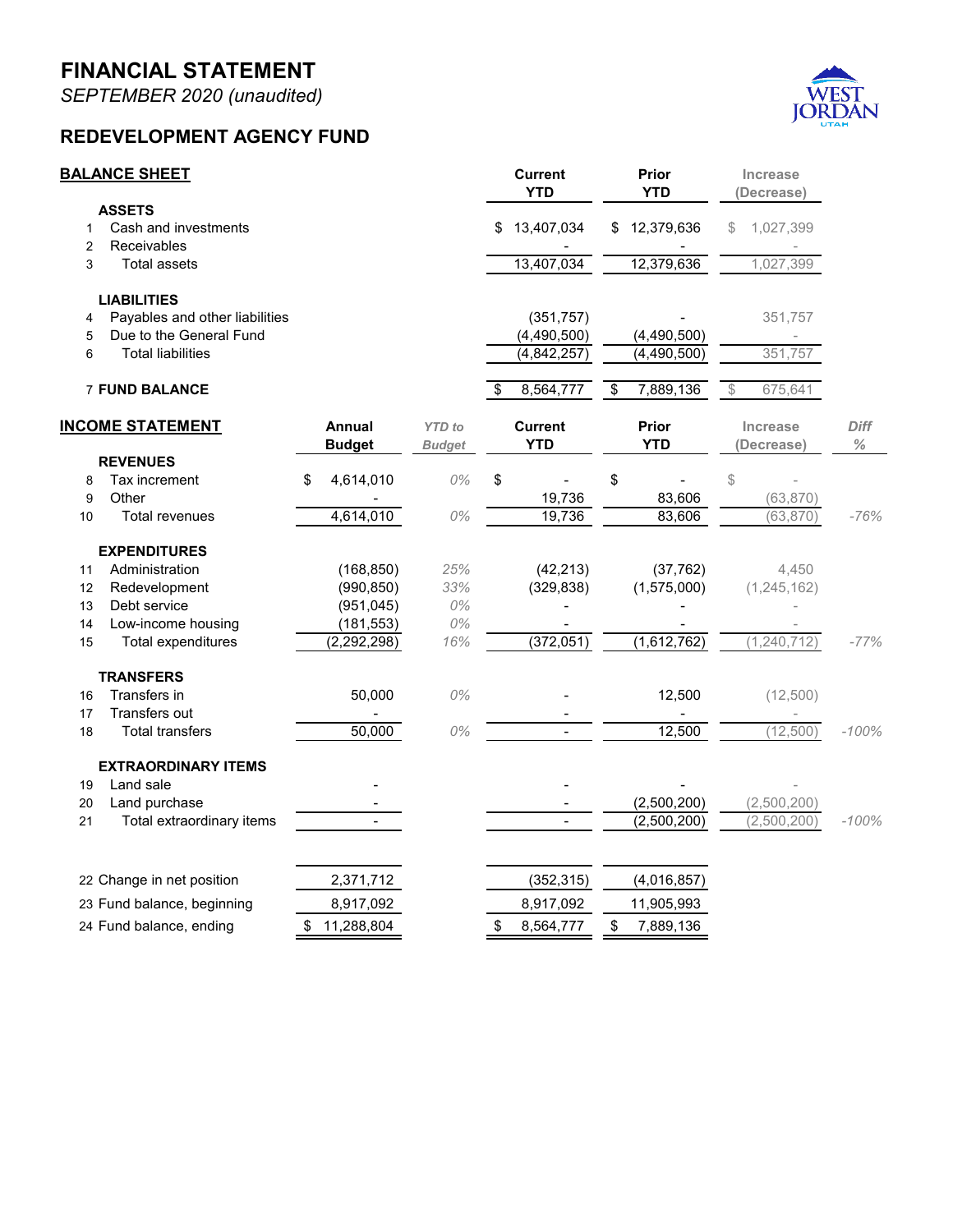# FINANCIAL STATEMENT

*SEPTEMBER 2020 (unaudited)*

## REDEVELOPMENT AGENCY FUND

| BALANCE SHEET | | Current YTD | Prior YTD | Increase (Decrease) |
|---|---|---|---|---|
| | **ASSETS** | | | |
| 1 | Cash and investments | $ 13,407,034 | $ 12,379,636 | $ 1,027,399 |
| 2 | Receivables | - | - | - |
| 3 | Total assets | 13,407,034 | 12,379,636 | 1,027,399 |
| | **LIABILITIES** | | | |
| 4 | Payables and other liabilities | (351,757) | - | 351,757 |
| 5 | Due to the General Fund | (4,490,500) | (4,490,500) | - |
| 6 | Total liabilities | (4,842,257) | (4,490,500) | 351,757 |
| 7 | **FUND BALANCE** | $ 8,564,777 | $ 7,889,136 | $ 675,641 |

| INCOME STATEMENT | | Annual Budget | *YTD to Budget* | Current YTD | Prior YTD | Increase (Decrease) | *Diff %* |
|---|---|---|---|---|---|---|---|
| | **REVENUES** | | | | | | |
| 8 | Tax increment | $ 4,614,010 | *0%* | $ - | $ - | $ - | |
| 9 | Other | - | | 19,736 | 83,606 | (63,870) | |
| 10 | Total revenues | 4,614,010 | *0%* | 19,736 | 83,606 | (63,870) | *-76%* |
| | **EXPENDITURES** | | | | | | |
| 11 | Administration | (168,850) | *25%* | (42,213) | (37,762) | 4,450 | |
| 12 | Redevelopment | (990,850) | *33%* | (329,838) | (1,575,000) | (1,245,162) | |
| 13 | Debt service | (951,045) | *0%* | - | - | - | |
| 14 | Low-income housing | (181,553) | *0%* | - | - | - | |
| 15 | Total expenditures | (2,292,298) | *16%* | (372,051) | (1,612,762) | (1,240,712) | *-77%* |
| | **TRANSFERS** | | | | | | |
| 16 | Transfers in | 50,000 | *0%* | - | 12,500 | (12,500) | |
| 17 | Transfers out | - | | - | - | - | |
| 18 | Total transfers | 50,000 | *0%* | - | 12,500 | (12,500) | *-100%* |
| | **EXTRAORDINARY ITEMS** | | | | | | |
| 19 | Land sale | - | | - | - | - | |
| 20 | Land purchase | - | | - | (2,500,200) | (2,500,200) | |
| 21 | Total extraordinary items | - | | - | (2,500,200) | (2,500,200) | *-100%* |
| 22 | Change in net position | 2,371,712 | | (352,315) | (4,016,857) | | |
| 23 | Fund balance, beginning | 8,917,092 | | 8,917,092 | 11,905,993 | | |
| 24 | Fund balance, ending | $ 11,288,804 | | $ 8,564,777 | $ 7,889,136 | | |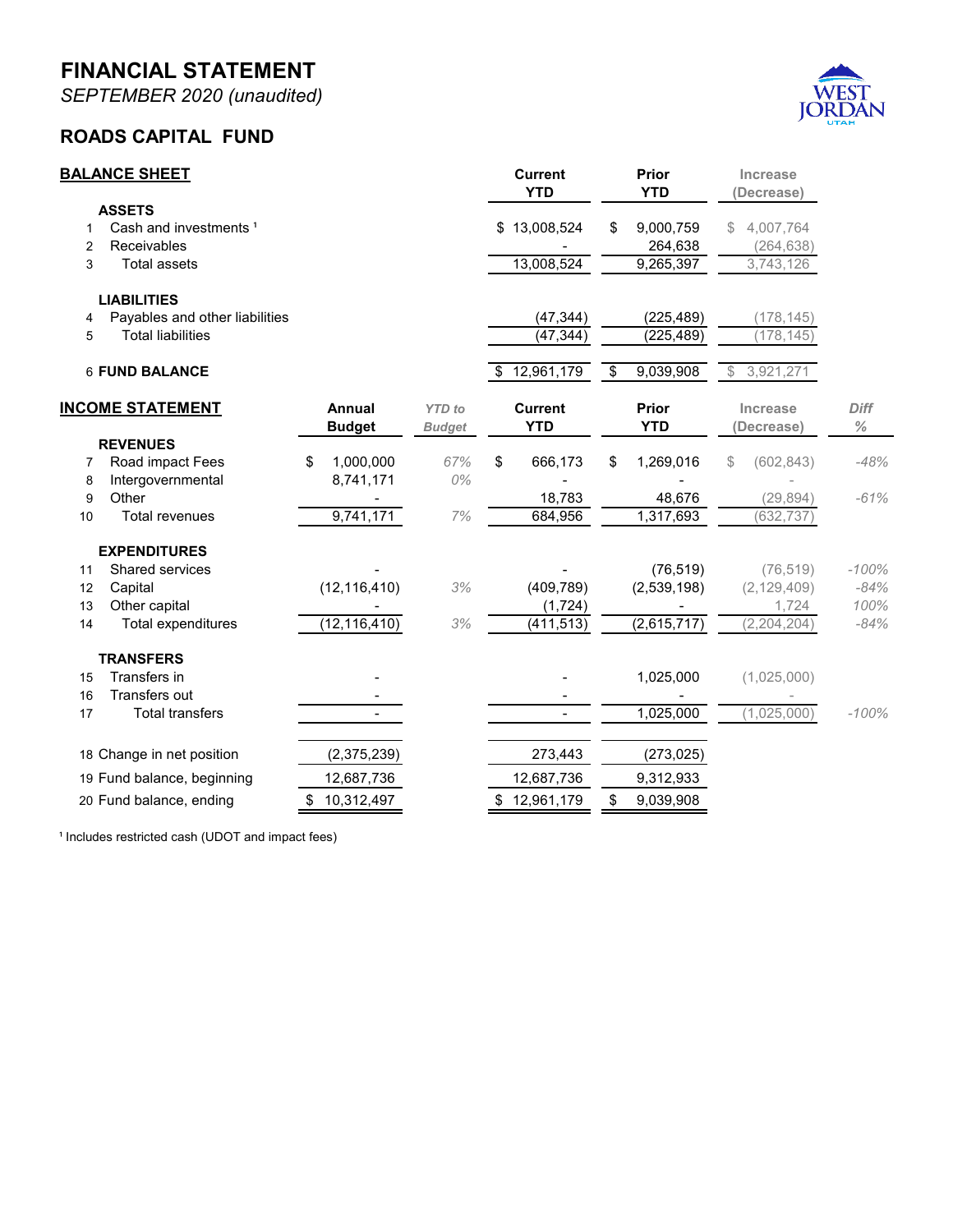# FINANCIAL STATEMENT

*SEPTEMBER 2020 (unaudited)*

## ROADS CAPITAL FUND

| BALANCE SHEET | | Current YTD | Prior YTD | Increase (Decrease) |
|---|---|---|---|---|
| **ASSETS** | | | | |
| 1 | Cash and investments [1] | $ 13,008,524 | $ 9,000,759 | $ 4,007,764 |
| 2 | Receivables | - | 264,638 | (264,638) |
| 3 | Total assets | 13,008,524 | 9,265,397 | 3,743,126 |
| **LIABILITIES** | | | | |
| 4 | Payables and other liabilities | (47,344) | (225,489) | (178,145) |
| 5 | Total liabilities | (47,344) | (225,489) | (178,145) |
| 6 | **FUND BALANCE** | $ 12,961,179 | $ 9,039,908 | $ 3,921,271 |

| INCOME STATEMENT | | Annual Budget | *YTD to Budget* | Current YTD | Prior YTD | Increase (Decrease) | *Diff %* |
|---|---|---|---|---|---|---|---|
| **REVENUES** | | | | | | | |
| 7 | Road impact Fees | $ 1,000,000 | *67%* | $ 666,173 | $ 1,269,016 | $ (602,843) | *-48%* |
| 8 | Intergovernmental | 8,741,171 | *0%* | - | - | - | |
| 9 | Other | - | | 18,783 | 48,676 | (29,894) | *-61%* |
| 10 | Total revenues | 9,741,171 | *7%* | 684,956 | 1,317,693 | (632,737) | |
| **EXPENDITURES** | | | | | | | |
| 11 | Shared services | - | | - | (76,519) | (76,519) | *-100%* |
| 12 | Capital | (12,116,410) | *3%* | (409,789) | (2,539,198) | (2,129,409) | *-84%* |
| 13 | Other capital | - | | (1,724) | - | 1,724 | *100%* |
| 14 | Total expenditures | (12,116,410) | *3%* | (411,513) | (2,615,717) | (2,204,204) | *-84%* |
| **TRANSFERS** | | | | | | | |
| 15 | Transfers in | - | | - | 1,025,000 | (1,025,000) | |
| 16 | Transfers out | - | | - | - | - | |
| 17 | Total transfers | - | | - | 1,025,000 | (1,025,000) | *-100%* |
| 18 | Change in net position | (2,375,239) | | 273,443 | (273,025) | | |
| 19 | Fund balance, beginning | 12,687,736 | | 12,687,736 | 9,312,933 | | |
| 20 | Fund balance, ending | $ 10,312,497 | | $ 12,961,179 | $ 9,039,908 | | |

[1] Includes restricted cash (UDOT and impact fees)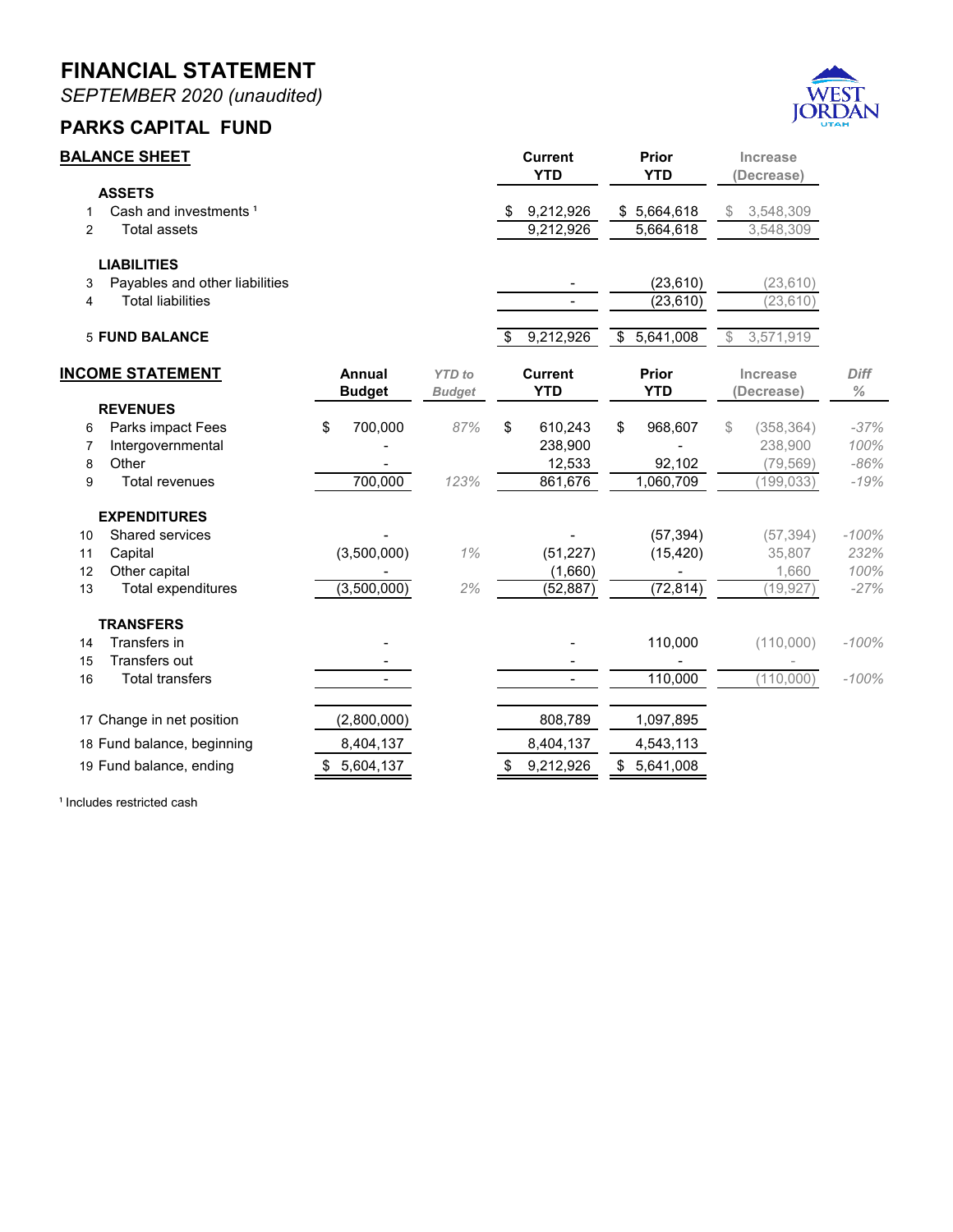# FINANCIAL STATEMENT

*SEPTEMBER 2020 (unaudited)*

## PARKS CAPITAL FUND

| | BALANCE SHEET | Current YTD | Prior YTD | Increase (Decrease) |
|---|---|---|---|---|
| | **ASSETS** | | | |
| 1 | Cash and investments [1] | $ 9,212,926 | $ 5,664,618 | $ 3,548,309 |
| 2 | Total assets | 9,212,926 | 5,664,618 | 3,548,309 |
| | **LIABILITIES** | | | |
| 3 | Payables and other liabilities | - | (23,610) | (23,610) |
| 4 | Total liabilities | - | (23,610) | (23,610) |
| 5 | **FUND BALANCE** | $ 9,212,926 | $ 5,641,008 | $ 3,571,919 |

| | INCOME STATEMENT | Annual Budget | *YTD to Budget* | Current YTD | Prior YTD | Increase (Decrease) | *Diff %* |
|---|---|---|---|---|---|---|---|
| | **REVENUES** | | | | | | |
| 6 | Parks impact Fees | $ 700,000 | *87%* | $ 610,243 | $ 968,607 | $ (358,364) | *-37%* |
| 7 | Intergovernmental | - | | 238,900 | - | 238,900 | *100%* |
| 8 | Other | - | | 12,533 | 92,102 | (79,569) | *-86%* |
| 9 | Total revenues | 700,000 | *123%* | 861,676 | 1,060,709 | (199,033) | *-19%* |
| | **EXPENDITURES** | | | | | | |
| 10 | Shared services | - | | - | (57,394) | (57,394) | *-100%* |
| 11 | Capital | (3,500,000) | *1%* | (51,227) | (15,420) | 35,807 | *232%* |
| 12 | Other capital | - | | (1,660) | - | 1,660 | *100%* |
| 13 | Total expenditures | (3,500,000) | *2%* | (52,887) | (72,814) | (19,927) | *-27%* |
| | **TRANSFERS** | | | | | | |
| 14 | Transfers in | - | | - | 110,000 | (110,000) | *-100%* |
| 15 | Transfers out | - | | - | - | - | |
| 16 | Total transfers | - | | - | 110,000 | (110,000) | *-100%* |
| 17 | Change in net position | (2,800,000) | | 808,789 | 1,097,895 | | |
| 18 | Fund balance, beginning | 8,404,137 | | 8,404,137 | 4,543,113 | | |
| 19 | Fund balance, ending | $ 5,604,137 | | $ 9,212,926 | $ 5,641,008 | | |

[1] Includes restricted cash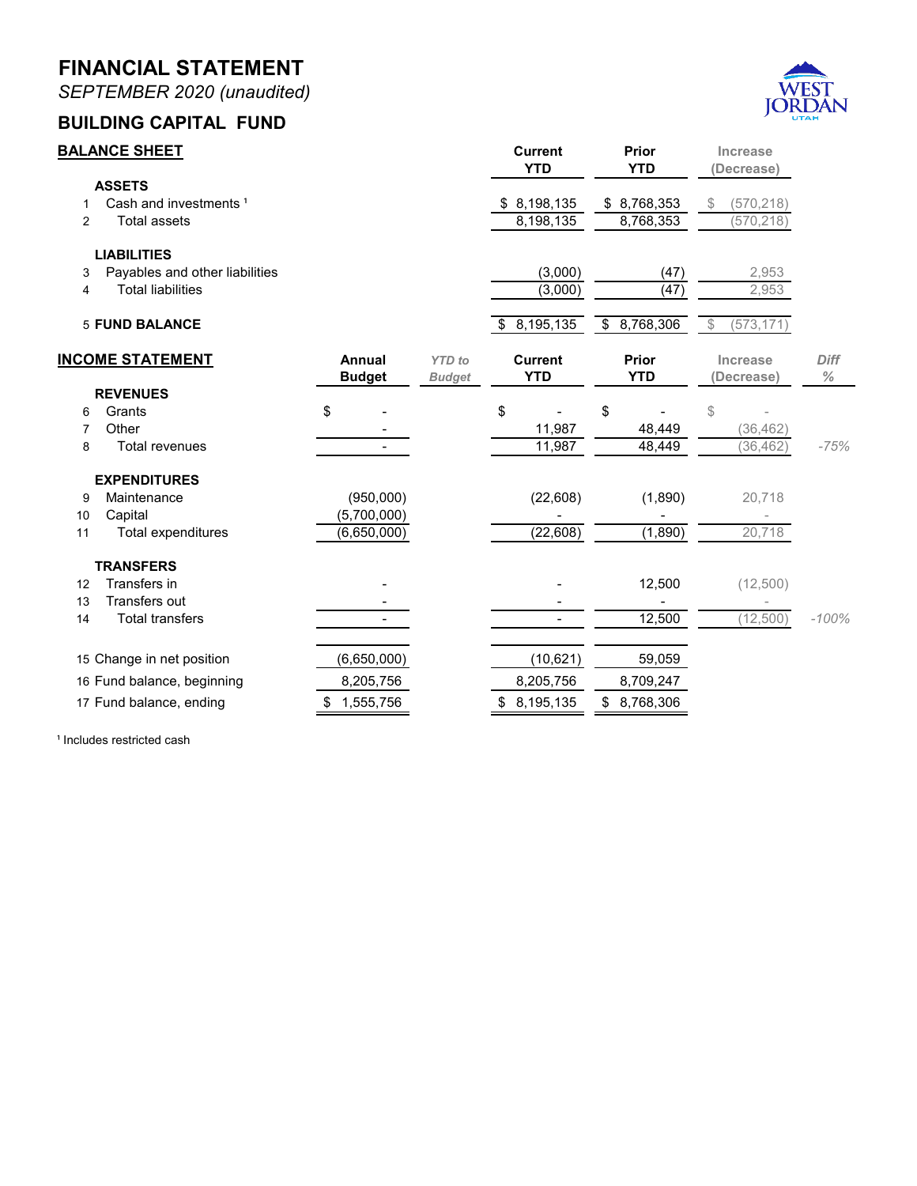# FINANCIAL STATEMENT

*SEPTEMBER 2020 (unaudited)*

## BUILDING CAPITAL FUND

### BALANCE SHEET

| | | Current YTD | Prior YTD | Increase (Decrease) |
|---|---|---|---|---|
| | **ASSETS** | | | |
| 1 | Cash and investments [1] | $ 8,198,135 | $ 8,768,353 | $ (570,218) |
| 2 | Total assets | 8,198,135 | 8,768,353 | (570,218) |
| | **LIABILITIES** | | | |
| 3 | Payables and other liabilities | (3,000) | (47) | 2,953 |
| 4 | Total liabilities | (3,000) | (47) | 2,953 |
| 5 | **FUND BALANCE** | $ 8,195,135 | $ 8,768,306 | $ (573,171) |

### INCOME STATEMENT

| | | Annual Budget | *YTD to Budget* | Current YTD | Prior YTD | Increase (Decrease) | *Diff %* |
|---|---|---|---|---|---|---|---|
| | **REVENUES** | | | | | | |
| 6 | Grants | $ - | | $ - | $ - | $ - | |
| 7 | Other | - | | 11,987 | 48,449 | (36,462) | |
| 8 | Total revenues | - | | 11,987 | 48,449 | (36,462) | *-75%* |
| | **EXPENDITURES** | | | | | | |
| 9 | Maintenance | (950,000) | | (22,608) | (1,890) | 20,718 | |
| 10 | Capital | (5,700,000) | | - | - | - | |
| 11 | Total expenditures | (6,650,000) | | (22,608) | (1,890) | 20,718 | |
| | **TRANSFERS** | | | | | | |
| 12 | Transfers in | - | | - | 12,500 | (12,500) | |
| 13 | Transfers out | - | | - | - | - | |
| 14 | Total transfers | - | | - | 12,500 | (12,500) | *-100%* |
| 15 | Change in net position | (6,650,000) | | (10,621) | 59,059 | | |
| 16 | Fund balance, beginning | 8,205,756 | | 8,205,756 | 8,709,247 | | |
| 17 | Fund balance, ending | $ 1,555,756 | | $ 8,195,135 | $ 8,768,306 | | |

[1] Includes restricted cash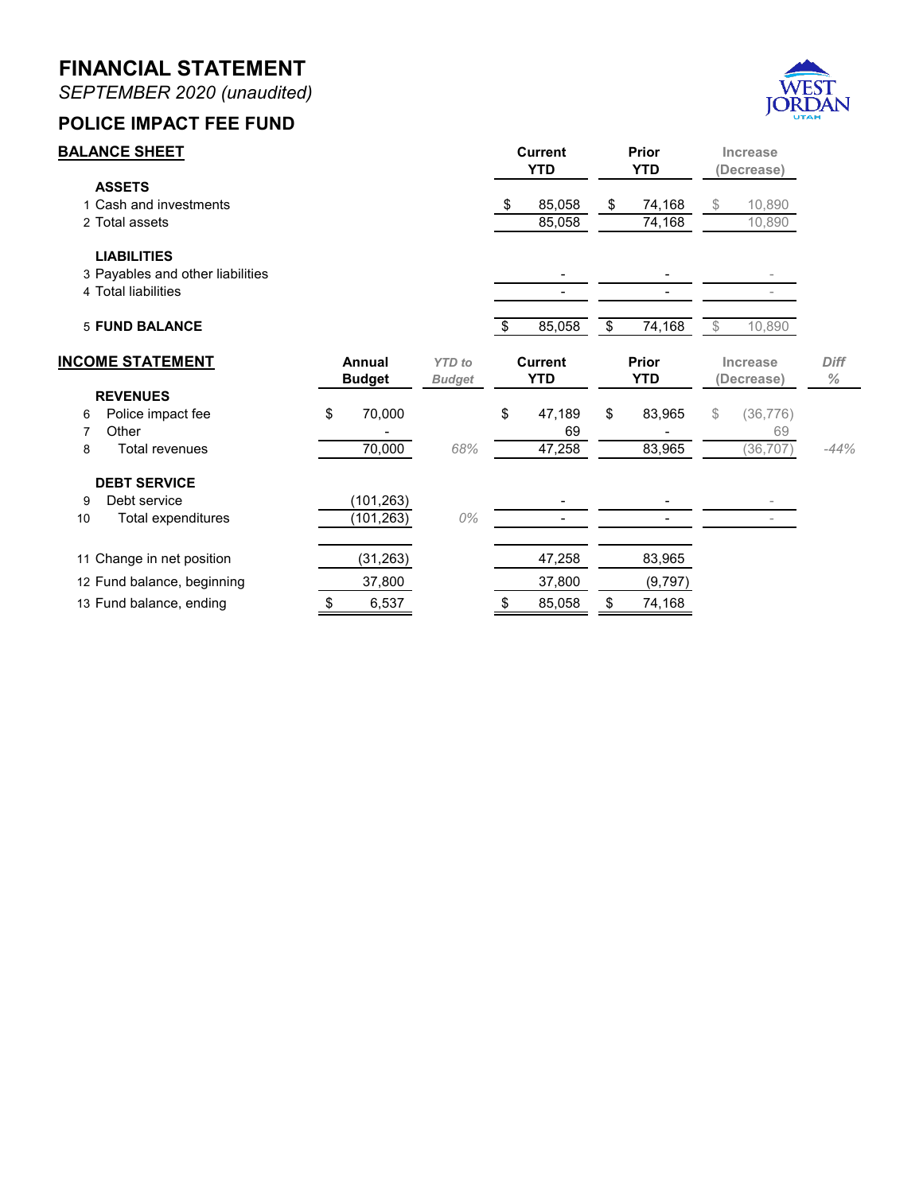# FINANCIAL STATEMENT

*SEPTEMBER 2020 (unaudited)*

## POLICE IMPACT FEE FUND

### BALANCE SHEET

| | | Current YTD | Prior YTD | Increase (Decrease) |
|---|---|---|---|---|
| | **ASSETS** | | | |
| 1 | Cash and investments | $ 85,058 | $ 74,168 | $ 10,890 |
| 2 | Total assets | 85,058 | 74,168 | 10,890 |
| | **LIABILITIES** | | | |
| 3 | Payables and other liabilities | - | - | - |
| 4 | Total liabilities | - | - | - |
| 5 | **FUND BALANCE** | $ 85,058 | $ 74,168 | $ 10,890 |

### INCOME STATEMENT

| | | Annual Budget | *YTD to Budget* | Current YTD | Prior YTD | Increase (Decrease) | *Diff %* |
|---|---|---|---|---|---|---|---|
| | **REVENUES** | | | | | | |
| 6 | Police impact fee | $ 70,000 | | $ 47,189 | $ 83,965 | $ (36,776) | |
| 7 | Other | - | | 69 | - | 69 | |
| 8 | Total revenues | 70,000 | *68%* | 47,258 | 83,965 | (36,707) | *-44%* |
| | **DEBT SERVICE** | | | | | | |
| 9 | Debt service | (101,263) | | - | - | - | |
| 10 | Total expenditures | (101,263) | *0%* | - | - | - | |
| 11 | Change in net position | (31,263) | | 47,258 | 83,965 | | |
| 12 | Fund balance, beginning | 37,800 | | 37,800 | (9,797) | | |
| 13 | Fund balance, ending | $ 6,537 | | $ 85,058 | $ 74,168 | | |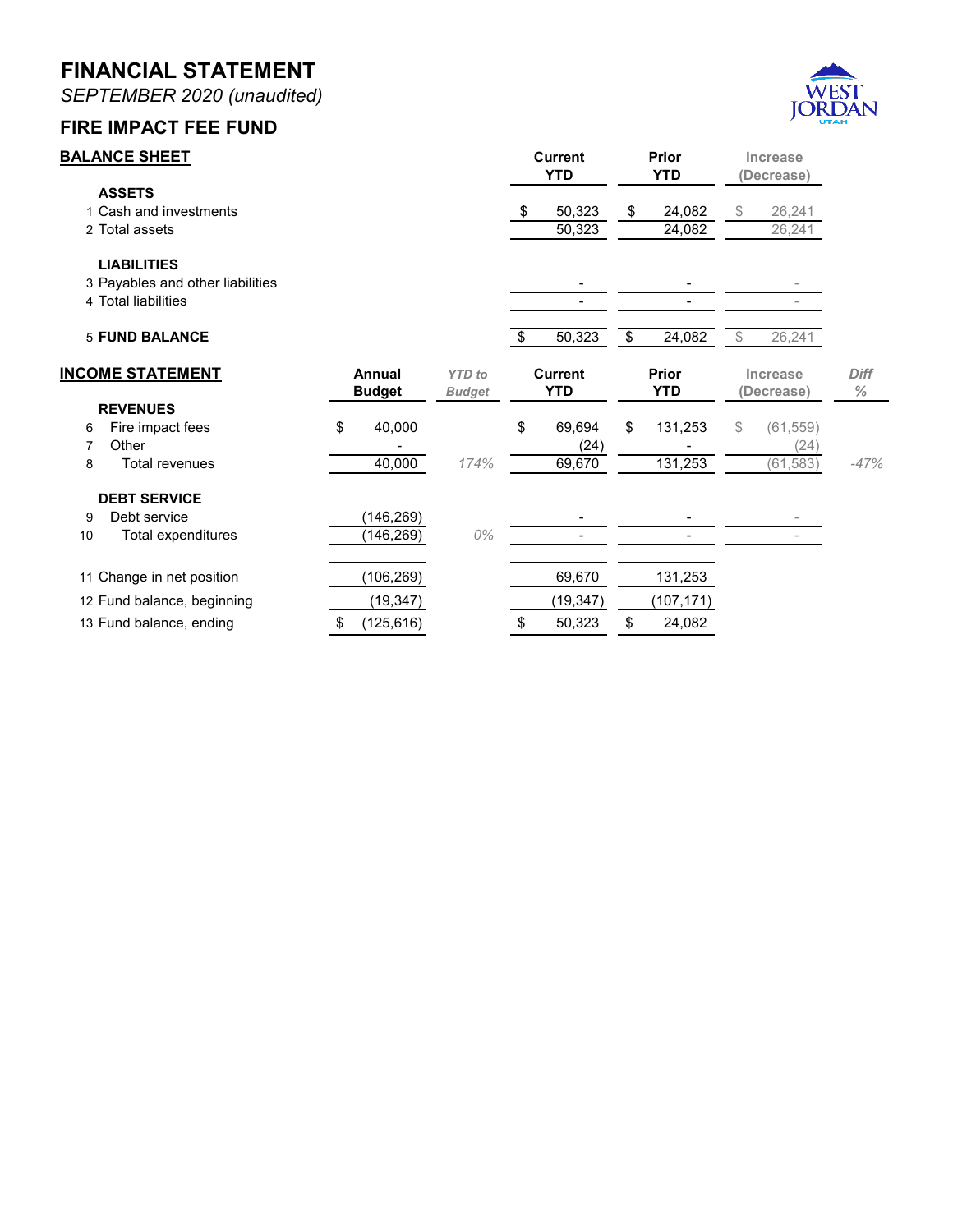# FINANCIAL STATEMENT

*SEPTEMBER 2020 (unaudited)*

## FIRE IMPACT FEE FUND

### BALANCE SHEET

| | | Current YTD | Prior YTD | Increase (Decrease) |
|---|---|---|---|---|
| | **ASSETS** | | | |
| 1 | Cash and investments | $ 50,323 | $ 24,082 | $ 26,241 |
| 2 | Total assets | 50,323 | 24,082 | 26,241 |
| | **LIABILITIES** | | | |
| 3 | Payables and other liabilities | - | - | - |
| 4 | Total liabilities | - | - | - |
| 5 | **FUND BALANCE** | $ 50,323 | $ 24,082 | $ 26,241 |

### INCOME STATEMENT

| | | Annual Budget | *YTD to Budget* | Current YTD | Prior YTD | Increase (Decrease) | *Diff %* |
|---|---|---|---|---|---|---|---|
| | **REVENUES** | | | | | | |
| 6 | Fire impact fees | $ 40,000 | | $ 69,694 | $ 131,253 | $ (61,559) | |
| 7 | Other | - | | (24) | - | (24) | |
| 8 | Total revenues | 40,000 | *174%* | 69,670 | 131,253 | (61,583) | *-47%* |
| | **DEBT SERVICE** | | | | | | |
| 9 | Debt service | (146,269) | | - | - | - | |
| 10 | Total expenditures | (146,269) | *0%* | - | - | - | |
| 11 | Change in net position | (106,269) | | 69,670 | 131,253 | | |
| 12 | Fund balance, beginning | (19,347) | | (19,347) | (107,171) | | |
| 13 | Fund balance, ending | $ (125,616) | | $ 50,323 | $ 24,082 | | |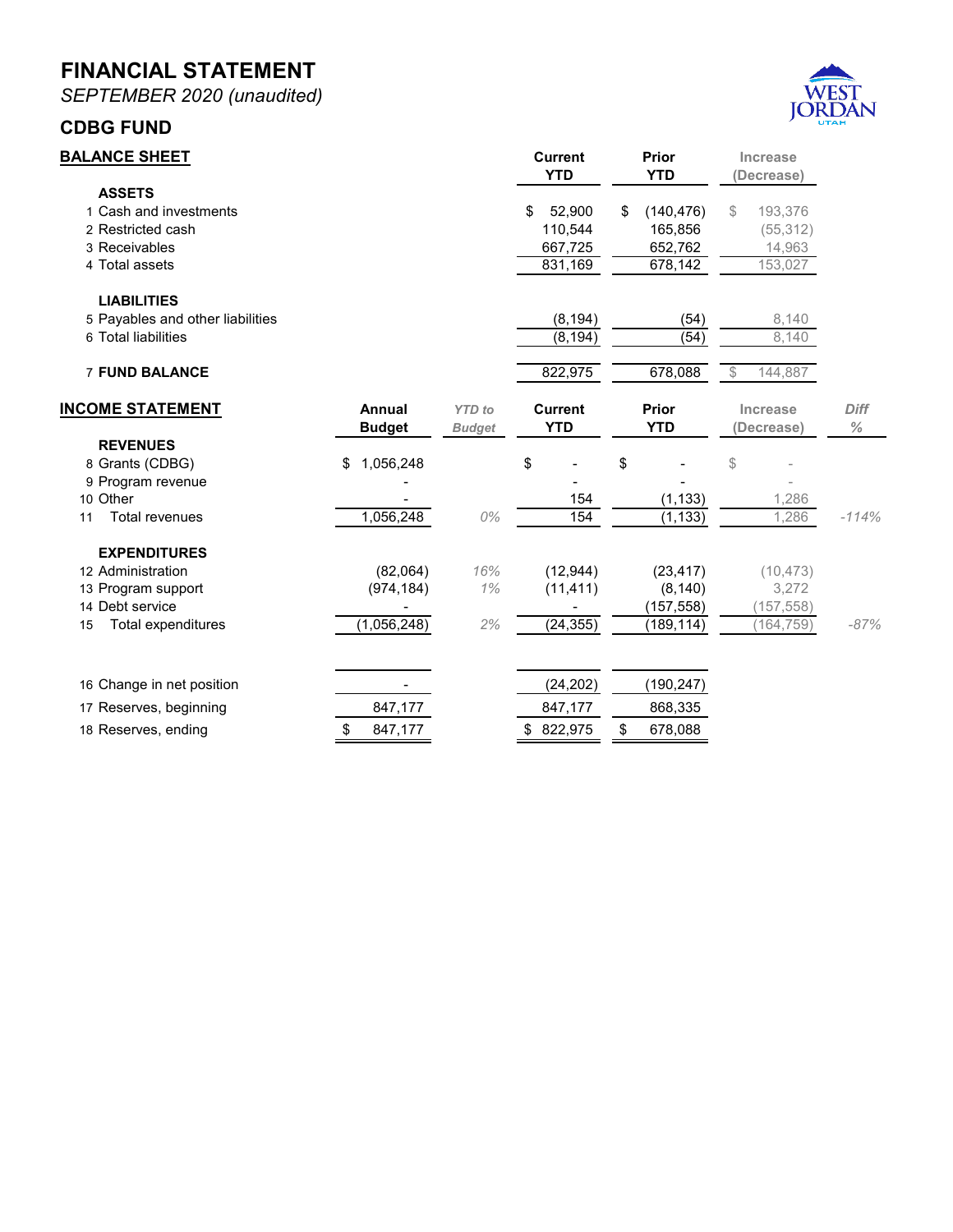# FINANCIAL STATEMENT

*SEPTEMBER 2020 (unaudited)*

## CDBG FUND

### BALANCE SHEET

| | | Current YTD | Prior YTD | Increase (Decrease) |
|---|---|---|---|---|
| | **ASSETS** | | | |
| 1 | Cash and investments | $ 52,900 | $ (140,476) | $ 193,376 |
| 2 | Restricted cash | 110,544 | 165,856 | (55,312) |
| 3 | Receivables | 667,725 | 652,762 | 14,963 |
| 4 | Total assets | 831,169 | 678,142 | 153,027 |
| | **LIABILITIES** | | | |
| 5 | Payables and other liabilities | (8,194) | (54) | 8,140 |
| 6 | Total liabilities | (8,194) | (54) | 8,140 |
| 7 | **FUND BALANCE** | 822,975 | 678,088 | $ 144,887 |

### INCOME STATEMENT

| | | Annual Budget | *YTD to Budget* | Current YTD | Prior YTD | Increase (Decrease) | *Diff %* |
|---|---|---|---|---|---|---|---|
| | **REVENUES** | | | | | | |
| 8 | Grants (CDBG) | $ 1,056,248 | | $ - | $ - | $ - | |
| 9 | Program revenue | - | | - | - | - | |
| 10 | Other | - | | 154 | (1,133) | 1,286 | |
| 11 | Total revenues | 1,056,248 | *0%* | 154 | (1,133) | 1,286 | *-114%* |
| | **EXPENDITURES** | | | | | | |
| 12 | Administration | (82,064) | *16%* | (12,944) | (23,417) | (10,473) | |
| 13 | Program support | (974,184) | *1%* | (11,411) | (8,140) | 3,272 | |
| 14 | Debt service | - | | - | (157,558) | (157,558) | |
| 15 | Total expenditures | (1,056,248) | *2%* | (24,355) | (189,114) | (164,759) | *-87%* |
| 16 | Change in net position | - | | (24,202) | (190,247) | | |
| 17 | Reserves, beginning | 847,177 | | 847,177 | 868,335 | | |
| 18 | Reserves, ending | $ 847,177 | | $ 822,975 | $ 678,088 | | |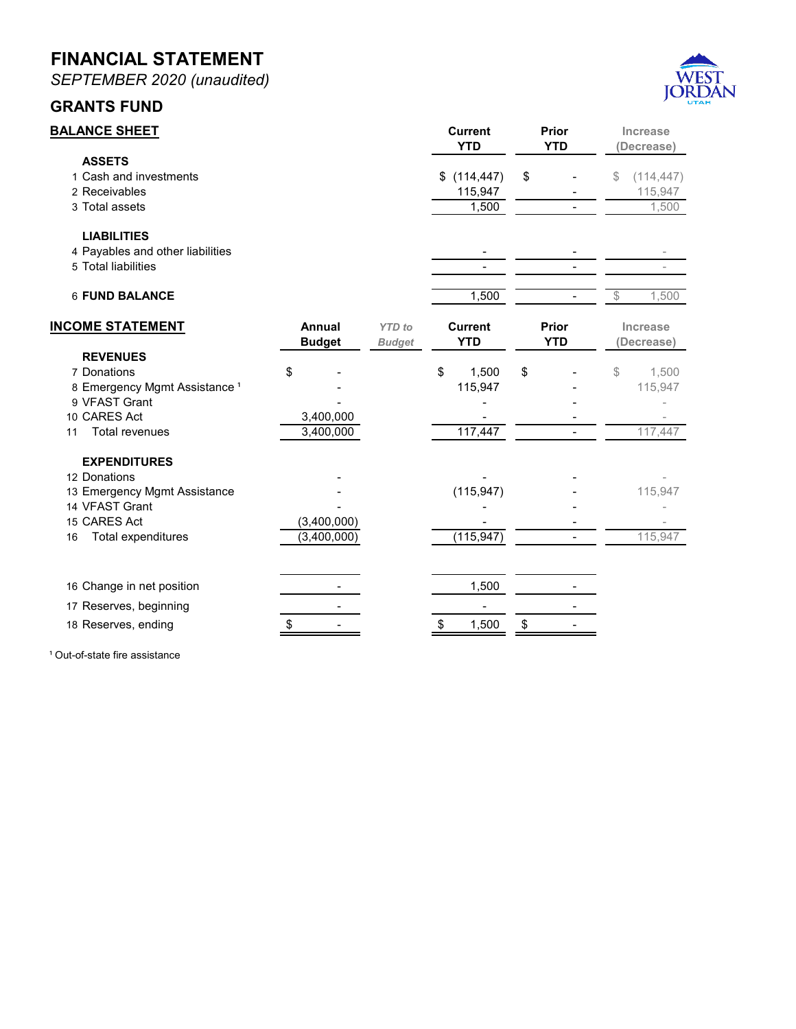# FINANCIAL STATEMENT

*SEPTEMBER 2020 (unaudited)*

## GRANTS FUND

| BALANCE SHEET | Current YTD | Prior YTD | Increase (Decrease) |
|---|---|---|---|
| **ASSETS** | | | |
| 1 Cash and investments | $ (114,447) | $ - | $ (114,447) |
| 2 Receivables | 115,947 | - | 115,947 |
| 3 Total assets | 1,500 | - | 1,500 |
| **LIABILITIES** | | | |
| 4 Payables and other liabilities | - | - | - |
| 5 Total liabilities | - | - | - |
| 6 **FUND BALANCE** | 1,500 | - | $ 1,500 |

| INCOME STATEMENT | Annual Budget | *YTD to Budget* | Current YTD | Prior YTD | Increase (Decrease) |
|---|---|---|---|---|---|
| **REVENUES** | | | | | |
| 7 Donations | $ - | | $ 1,500 | $ - | $ 1,500 |
| 8 Emergency Mgmt Assistance [1] | - | | 115,947 | - | 115,947 |
| 9 VFAST Grant | - | | - | - | - |
| 10 CARES Act | 3,400,000 | | - | - | - |
| 11 Total revenues | 3,400,000 | | 117,447 | - | 117,447 |
| **EXPENDITURES** | | | | | |
| 12 Donations | - | | - | - | - |
| 13 Emergency Mgmt Assistance | - | | (115,947) | - | 115,947 |
| 14 VFAST Grant | - | | - | - | - |
| 15 CARES Act | (3,400,000) | | - | - | - |
| 16 Total expenditures | (3,400,000) | | (115,947) | - | 115,947 |
| 16 Change in net position | - | | 1,500 | - | |
| 17 Reserves, beginning | - | | - | - | |
| 18 Reserves, ending | $ - | | $ 1,500 | $ - | |

[1] Out-of-state fire assistance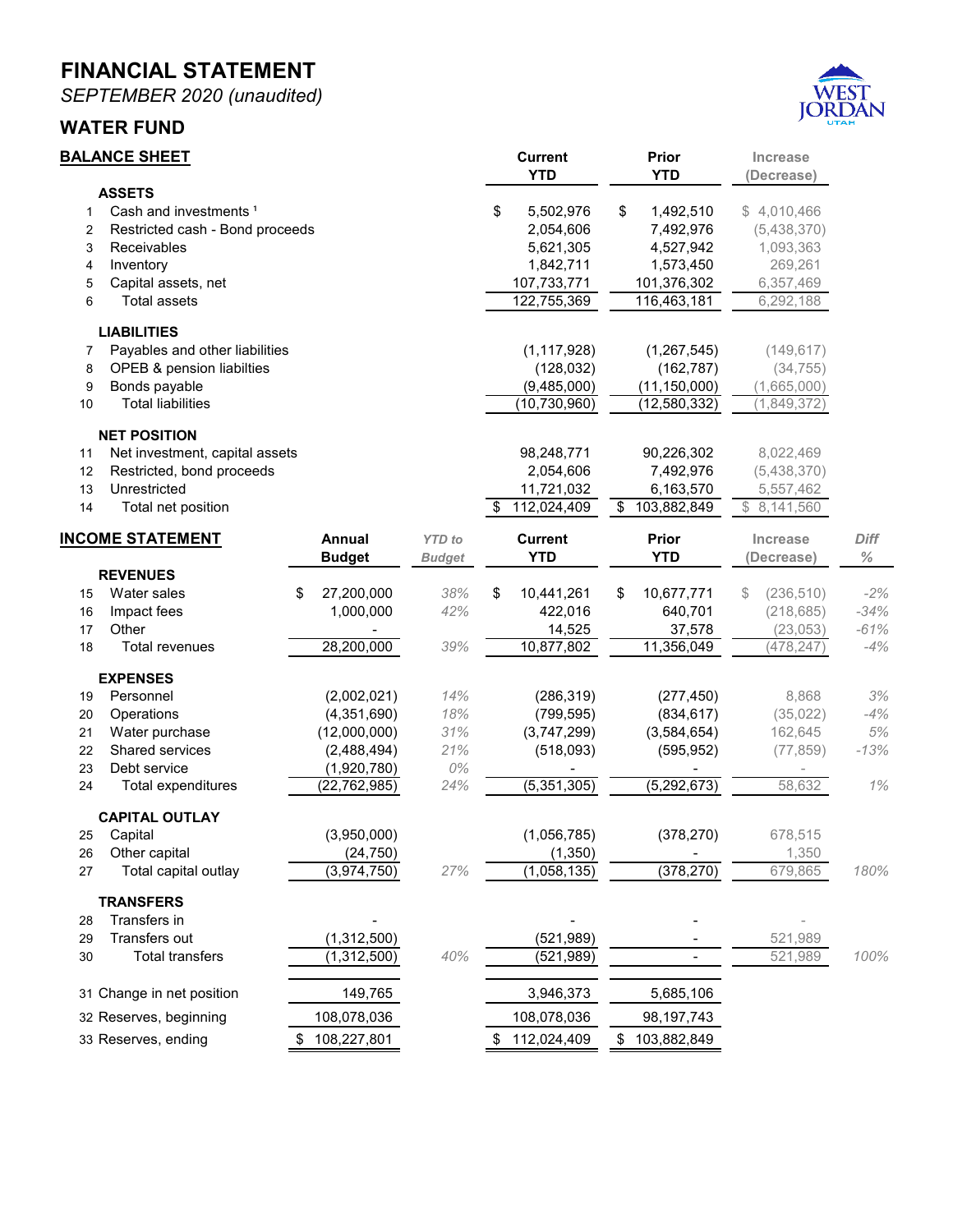# FINANCIAL STATEMENT

*SEPTEMBER 2020 (unaudited)*

## WATER FUND

### BALANCE SHEET

| | | Current YTD | Prior YTD | Increase (Decrease) |
|---|---|---|---|---|
| | **ASSETS** | | | |
| 1 | Cash and investments [1] | $ 5,502,976 | $ 1,492,510 | $ 4,010,466 |
| 2 | Restricted cash - Bond proceeds | 2,054,606 | 7,492,976 | (5,438,370) |
| 3 | Receivables | 5,621,305 | 4,527,942 | 1,093,363 |
| 4 | Inventory | 1,842,711 | 1,573,450 | 269,261 |
| 5 | Capital assets, net | 107,733,771 | 101,376,302 | 6,357,469 |
| 6 | Total assets | 122,755,369 | 116,463,181 | 6,292,188 |
| | **LIABILITIES** | | | |
| 7 | Payables and other liabilities | (1,117,928) | (1,267,545) | (149,617) |
| 8 | OPEB & pension liabilties | (128,032) | (162,787) | (34,755) |
| 9 | Bonds payable | (9,485,000) | (11,150,000) | (1,665,000) |
| 10 | Total liabilities | (10,730,960) | (12,580,332) | (1,849,372) |
| | **NET POSITION** | | | |
| 11 | Net investment, capital assets | 98,248,771 | 90,226,302 | 8,022,469 |
| 12 | Restricted, bond proceeds | 2,054,606 | 7,492,976 | (5,438,370) |
| 13 | Unrestricted | 11,721,032 | 6,163,570 | 5,557,462 |
| 14 | Total net position | $ 112,024,409 | $ 103,882,849 | $ 8,141,560 |

### INCOME STATEMENT

| | | Annual Budget | *YTD to Budget* | Current YTD | Prior YTD | Increase (Decrease) | *Diff %* |
|---|---|---|---|---|---|---|---|
| | **REVENUES** | | | | | | |
| 15 | Water sales | $ 27,200,000 | *38%* | $ 10,441,261 | $ 10,677,771 | $ (236,510) | *-2%* |
| 16 | Impact fees | 1,000,000 | *42%* | 422,016 | 640,701 | (218,685) | *-34%* |
| 17 | Other | - | | 14,525 | 37,578 | (23,053) | *-61%* |
| 18 | Total revenues | 28,200,000 | *39%* | 10,877,802 | 11,356,049 | (478,247) | *-4%* |
| | **EXPENSES** | | | | | | |
| 19 | Personnel | (2,002,021) | *14%* | (286,319) | (277,450) | 8,868 | *3%* |
| 20 | Operations | (4,351,690) | *18%* | (799,595) | (834,617) | (35,022) | *-4%* |
| 21 | Water purchase | (12,000,000) | *31%* | (3,747,299) | (3,584,654) | 162,645 | *5%* |
| 22 | Shared services | (2,488,494) | *21%* | (518,093) | (595,952) | (77,859) | *-13%* |
| 23 | Debt service | (1,920,780) | *0%* | - | - | - | |
| 24 | Total expenditures | (22,762,985) | *24%* | (5,351,305) | (5,292,673) | 58,632 | *1%* |
| | **CAPITAL OUTLAY** | | | | | | |
| 25 | Capital | (3,950,000) | | (1,056,785) | (378,270) | 678,515 | |
| 26 | Other capital | (24,750) | | (1,350) | - | 1,350 | |
| 27 | Total capital outlay | (3,974,750) | *27%* | (1,058,135) | (378,270) | 679,865 | *180%* |
| | **TRANSFERS** | | | | | | |
| 28 | Transfers in | - | | - | - | - | |
| 29 | Transfers out | (1,312,500) | | (521,989) | - | 521,989 | |
| 30 | Total transfers | (1,312,500) | *40%* | (521,989) | - | 521,989 | *100%* |
| 31 | Change in net position | 149,765 | | 3,946,373 | 5,685,106 | | |
| 32 | Reserves, beginning | 108,078,036 | | 108,078,036 | 98,197,743 | | |
| 33 | Reserves, ending | $ 108,227,801 | | $ 112,024,409 | $ 103,882,849 | | |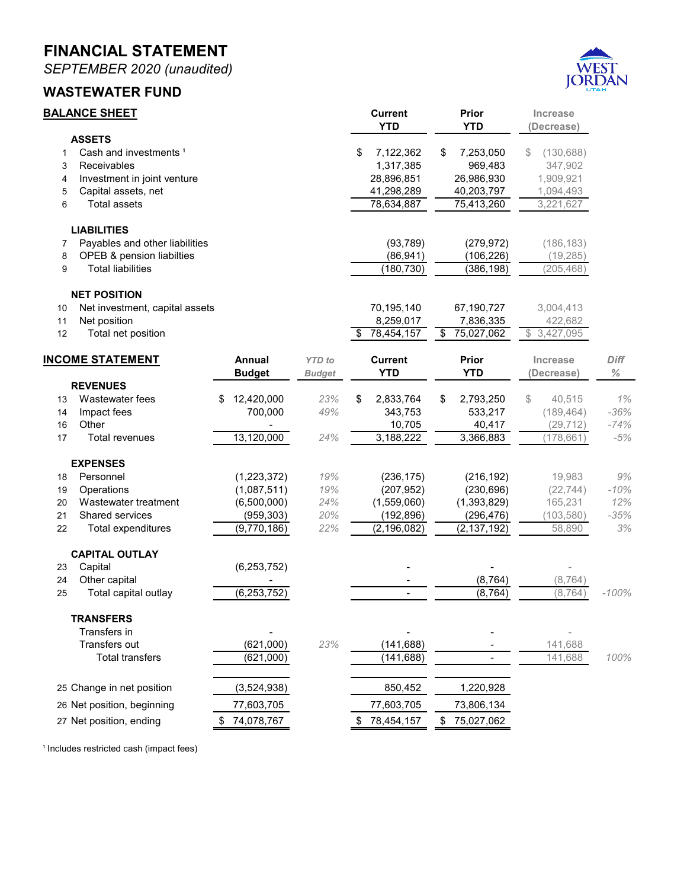# FINANCIAL STATEMENT

*SEPTEMBER 2020 (unaudited)*

## WASTEWATER FUND

### BALANCE SHEET

| | | Current YTD | Prior YTD | Increase (Decrease) |
|---|---|---|---|---|
| | **ASSETS** | | | |
| 1 | Cash and investments [1] | $ 7,122,362 | $ 7,253,050 | $ (130,688) |
| 3 | Receivables | 1,317,385 | 969,483 | 347,902 |
| 4 | Investment in joint venture | 28,896,851 | 26,986,930 | 1,909,921 |
| 5 | Capital assets, net | 41,298,289 | 40,203,797 | 1,094,493 |
| 6 | Total assets | 78,634,887 | 75,413,260 | 3,221,627 |
| | **LIABILITIES** | | | |
| 7 | Payables and other liabilities | (93,789) | (279,972) | (186,183) |
| 8 | OPEB & pension liabilties | (86,941) | (106,226) | (19,285) |
| 9 | Total liabilities | (180,730) | (386,198) | (205,468) |
| | **NET POSITION** | | | |
| 10 | Net investment, capital assets | 70,195,140 | 67,190,727 | 3,004,413 |
| 11 | Net position | 8,259,017 | 7,836,335 | 422,682 |
| 12 | Total net position | $ 78,454,157 | $ 75,027,062 | $ 3,427,095 |

### INCOME STATEMENT

| | | Annual Budget | *YTD to Budget* | Current YTD | Prior YTD | Increase (Decrease) | *Diff %* |
|---|---|---|---|---|---|---|---|
| | **REVENUES** | | | | | | |
| 13 | Wastewater fees | $ 12,420,000 | 23% | $ 2,833,764 | $ 2,793,250 | $ 40,515 | 1% |
| 14 | Impact fees | 700,000 | 49% | 343,753 | 533,217 | (189,464) | -36% |
| 16 | Other | - | | 10,705 | 40,417 | (29,712) | -74% |
| 17 | Total revenues | 13,120,000 | 24% | 3,188,222 | 3,366,883 | (178,661) | -5% |
| | **EXPENSES** | | | | | | |
| 18 | Personnel | (1,223,372) | 19% | (236,175) | (216,192) | 19,983 | 9% |
| 19 | Operations | (1,087,511) | 19% | (207,952) | (230,696) | (22,744) | -10% |
| 20 | Wastewater treatment | (6,500,000) | 24% | (1,559,060) | (1,393,829) | 165,231 | 12% |
| 21 | Shared services | (959,303) | 20% | (192,896) | (296,476) | (103,580) | -35% |
| 22 | Total expenditures | (9,770,186) | 22% | (2,196,082) | (2,137,192) | 58,890 | 3% |
| | **CAPITAL OUTLAY** | | | | | | |
| 23 | Capital | (6,253,752) | | - | - | - | |
| 24 | Other capital | - | | - | (8,764) | (8,764) | |
| 25 | Total capital outlay | (6,253,752) | | - | (8,764) | (8,764) | -100% |
| | **TRANSFERS** | | | | | | |
| | Transfers in | - | | - | - | - | |
| | Transfers out | (621,000) | 23% | (141,688) | - | 141,688 | |
| | Total transfers | (621,000) | | (141,688) | - | 141,688 | 100% |
| 25 | Change in net position | (3,524,938) | | 850,452 | 1,220,928 | | |
| 26 | Net position, beginning | 77,603,705 | | 77,603,705 | 73,806,134 | | |
| 27 | Net position, ending | $ 74,078,767 | | $ 78,454,157 | $ 75,027,062 | | |

[1] Includes restricted cash (impact fees)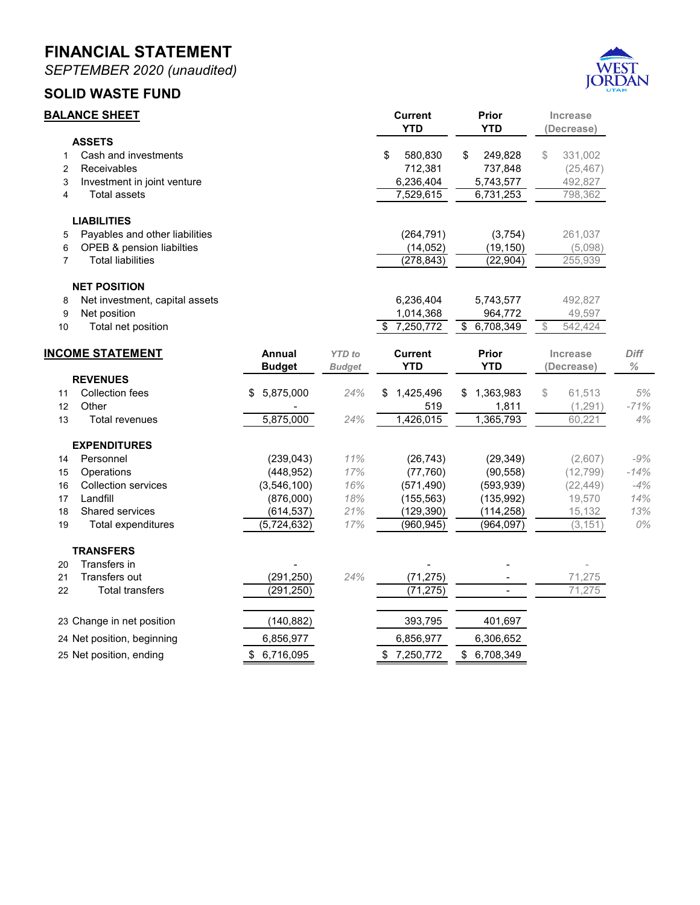# FINANCIAL STATEMENT

*SEPTEMBER 2020 (unaudited)*

## SOLID WASTE FUND

### BALANCE SHEET

| | | Current YTD | Prior YTD | Increase (Decrease) |
|---|---|---|---|---|
| | **ASSETS** | | | |
| 1 | Cash and investments | $ 580,830 | $ 249,828 | $ 331,002 |
| 2 | Receivables | 712,381 | 737,848 | (25,467) |
| 3 | Investment in joint venture | 6,236,404 | 5,743,577 | 492,827 |
| 4 | Total assets | 7,529,615 | 6,731,253 | 798,362 |
| | **LIABILITIES** | | | |
| 5 | Payables and other liabilities | (264,791) | (3,754) | 261,037 |
| 6 | OPEB & pension liabilties | (14,052) | (19,150) | (5,098) |
| 7 | Total liabilities | (278,843) | (22,904) | 255,939 |
| | **NET POSITION** | | | |
| 8 | Net investment, capital assets | 6,236,404 | 5,743,577 | 492,827 |
| 9 | Net position | 1,014,368 | 964,772 | 49,597 |
| 10 | Total net position | $ 7,250,772 | $ 6,708,349 | $ 542,424 |

### INCOME STATEMENT

| | | Annual Budget | *YTD to Budget* | Current YTD | Prior YTD | Increase (Decrease) | *Diff %* |
|---|---|---|---|---|---|---|---|
| | **REVENUES** | | | | | | |
| 11 | Collection fees | $ 5,875,000 | *24%* | $ 1,425,496 | $ 1,363,983 | $ 61,513 | *5%* |
| 12 | Other | - | | 519 | 1,811 | (1,291) | *-71%* |
| 13 | Total revenues | 5,875,000 | *24%* | 1,426,015 | 1,365,793 | 60,221 | *4%* |
| | **EXPENDITURES** | | | | | | |
| 14 | Personnel | (239,043) | *11%* | (26,743) | (29,349) | (2,607) | *-9%* |
| 15 | Operations | (448,952) | *17%* | (77,760) | (90,558) | (12,799) | *-14%* |
| 16 | Collection services | (3,546,100) | *16%* | (571,490) | (593,939) | (22,449) | *-4%* |
| 17 | Landfill | (876,000) | *18%* | (155,563) | (135,992) | 19,570 | *14%* |
| 18 | Shared services | (614,537) | *21%* | (129,390) | (114,258) | 15,132 | *13%* |
| 19 | Total expenditures | (5,724,632) | *17%* | (960,945) | (964,097) | (3,151) | *0%* |
| | **TRANSFERS** | | | | | | |
| 20 | Transfers in | - | | - | - | - | |
| 21 | Transfers out | (291,250) | *24%* | (71,275) | - | 71,275 | |
| 22 | Total transfers | (291,250) | | (71,275) | - | 71,275 | |
| 23 | Change in net position | (140,882) | | 393,795 | 401,697 | | |
| 24 | Net position, beginning | 6,856,977 | | 6,856,977 | 6,306,652 | | |
| 25 | Net position, ending | $ 6,716,095 | | $ 7,250,772 | $ 6,708,349 | | |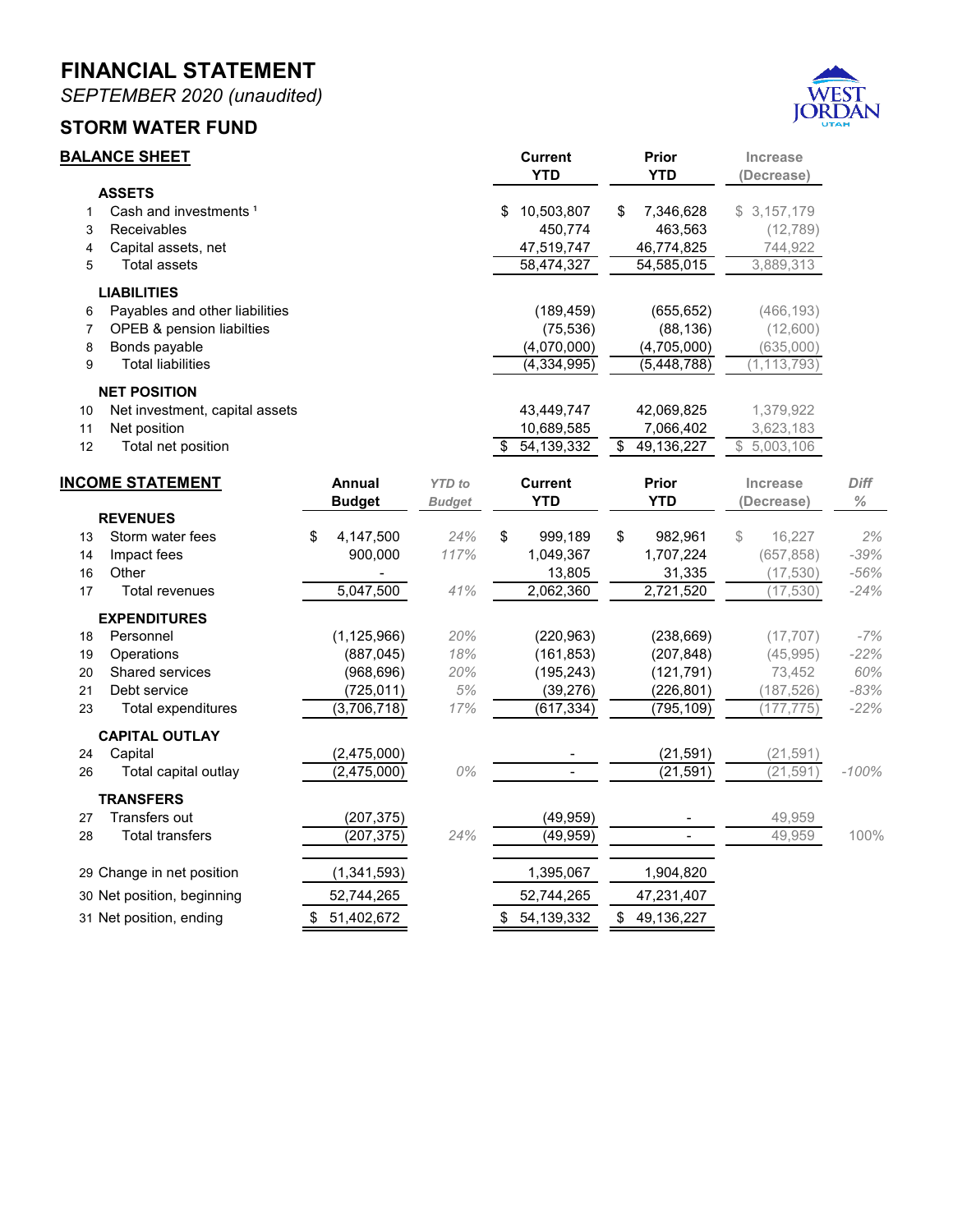# FINANCIAL STATEMENT

*SEPTEMBER 2020 (unaudited)*

## STORM WATER FUND

### BALANCE SHEET

| | | Current YTD | Prior YTD | Increase (Decrease) |
|---|---|---|---|---|
| | **ASSETS** | | | |
| 1 | Cash and investments [1] | $ 10,503,807 | $ 7,346,628 | $ 3,157,179 |
| 3 | Receivables | 450,774 | 463,563 | (12,789) |
| 4 | Capital assets, net | 47,519,747 | 46,774,825 | 744,922 |
| 5 | Total assets | 58,474,327 | 54,585,015 | 3,889,313 |
| | **LIABILIES** | | | |
| 6 | Payables and other liabilities | (189,459) | (655,652) | (466,193) |
| 7 | OPEB & pension liabilties | (75,536) | (88,136) | (12,600) |
| 8 | Bonds payable | (4,070,000) | (4,705,000) | (635,000) |
| 9 | Total liabilities | (4,334,995) | (5,448,788) | (1,113,793) |
| | **NET POSITION** | | | |
| 10 | Net investment, capital assets | 43,449,747 | 42,069,825 | 1,379,922 |
| 11 | Net position | 10,689,585 | 7,066,402 | 3,623,183 |
| 12 | Total net position | $ 54,139,332 | $ 49,136,227 | $ 5,003,106 |

### INCOME STATEMENT

| | | Annual Budget | *YTD to Budget* | Current YTD | Prior YTD | Increase (Decrease) | *Diff %* |
|---|---|---|---|---|---|---|---|
| | **REVENUES** | | | | | | |
| 13 | Storm water fees | $ 4,147,500 | *24%* | $ 999,189 | $ 982,961 | $ 16,227 | *2%* |
| 14 | Impact fees | 900,000 | *117%* | 1,049,367 | 1,707,224 | (657,858) | *-39%* |
| 16 | Other | - | | 13,805 | 31,335 | (17,530) | *-56%* |
| 17 | Total revenues | 5,047,500 | *41%* | 2,062,360 | 2,721,520 | (17,530) | *-24%* |
| | **EXPENDITURES** | | | | | | |
| 18 | Personnel | (1,125,966) | *20%* | (220,963) | (238,669) | (17,707) | *-7%* |
| 19 | Operations | (887,045) | *18%* | (161,853) | (207,848) | (45,995) | *-22%* |
| 20 | Shared services | (968,696) | *20%* | (195,243) | (121,791) | 73,452 | *60%* |
| 21 | Debt service | (725,011) | *5%* | (39,276) | (226,801) | (187,526) | *-83%* |
| 23 | Total expenditures | (3,706,718) | *17%* | (617,334) | (795,109) | (177,775) | *-22%* |
| | **CAPITAL OUTLAY** | | | | | | |
| 24 | Capital | (2,475,000) | | - | (21,591) | (21,591) | |
| 26 | Total capital outlay | (2,475,000) | *0%* | - | (21,591) | (21,591) | *-100%* |
| | **TRANSFERS** | | | | | | |
| 27 | Transfers out | (207,375) | | (49,959) | - | 49,959 | |
| 28 | Total transfers | (207,375) | *24%* | (49,959) | - | 49,959 | 100% |
| 29 | Change in net position | (1,341,593) | | 1,395,067 | 1,904,820 | | |
| 30 | Net position, beginning | 52,744,265 | | 52,744,265 | 47,231,407 | | |
| 31 | Net position, ending | $ 51,402,672 | | $ 54,139,332 | $ 49,136,227 | | |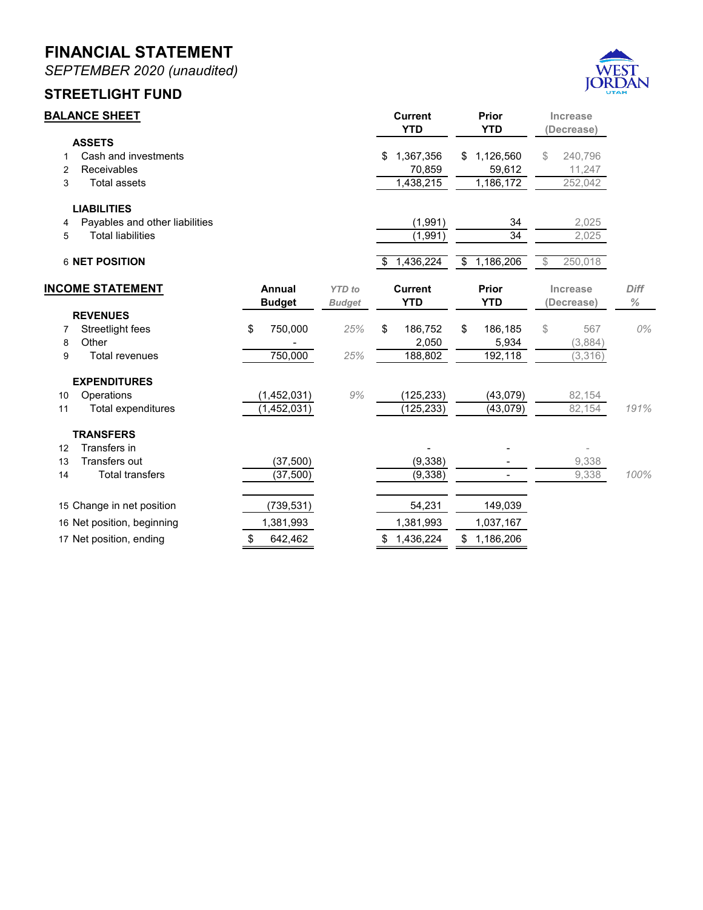# FINANCIAL STATEMENT

*SEPTEMBER 2020 (unaudited)*

WEST JORDAN UTAH

## STREETLIGHT FUND

### BALANCE SHEET

| | | Current YTD | Prior YTD | Increase (Decrease) |
|---|---|---|---|---|
| | **ASSETS** | | | |
| 1 | Cash and investments | $ 1,367,356 | $ 1,126,560 | $ 240,796 |
| 2 | Receivables | 70,859 | 59,612 | 11,247 |
| 3 | Total assets | 1,438,215 | 1,186,172 | 252,042 |
| | **LIABILITIES** | | | |
| 4 | Payables and other liabilities | (1,991) | 34 | 2,025 |
| 5 | Total liabilities | (1,991) | 34 | 2,025 |
| 6 | **NET POSITION** | $ 1,436,224 | $ 1,186,206 | $ 250,018 |

### INCOME STATEMENT

| | | Annual Budget | *YTD to Budget* | Current YTD | Prior YTD | Increase (Decrease) | *Diff %* |
|---|---|---|---|---|---|---|---|
| | **REVENUES** | | | | | | |
| 7 | Streetlight fees | $ 750,000 | *25%* | $ 186,752 | $ 186,185 | $ 567 | *0%* |
| 8 | Other | - | | 2,050 | 5,934 | (3,884) | |
| 9 | Total revenues | 750,000 | *25%* | 188,802 | 192,118 | (3,316) | |
| | **EXPENDITURES** | | | | | | |
| 10 | Operations | (1,452,031) | *9%* | (125,233) | (43,079) | 82,154 | |
| 11 | Total expenditures | (1,452,031) | | (125,233) | (43,079) | 82,154 | *191%* |
| | **TRANSFERS** | | | | | | |
| 12 | Transfers in | | | - | - | - | |
| 13 | Transfers out | (37,500) | | (9,338) | - | 9,338 | |
| 14 | Total transfers | (37,500) | | (9,338) | - | 9,338 | *100%* |
| 15 | Change in net position | (739,531) | | 54,231 | 149,039 | | |
| 16 | Net position, beginning | 1,381,993 | | 1,381,993 | 1,037,167 | | |
| 17 | Net position, ending | $ 642,462 | | $ 1,436,224 | $ 1,186,206 | | |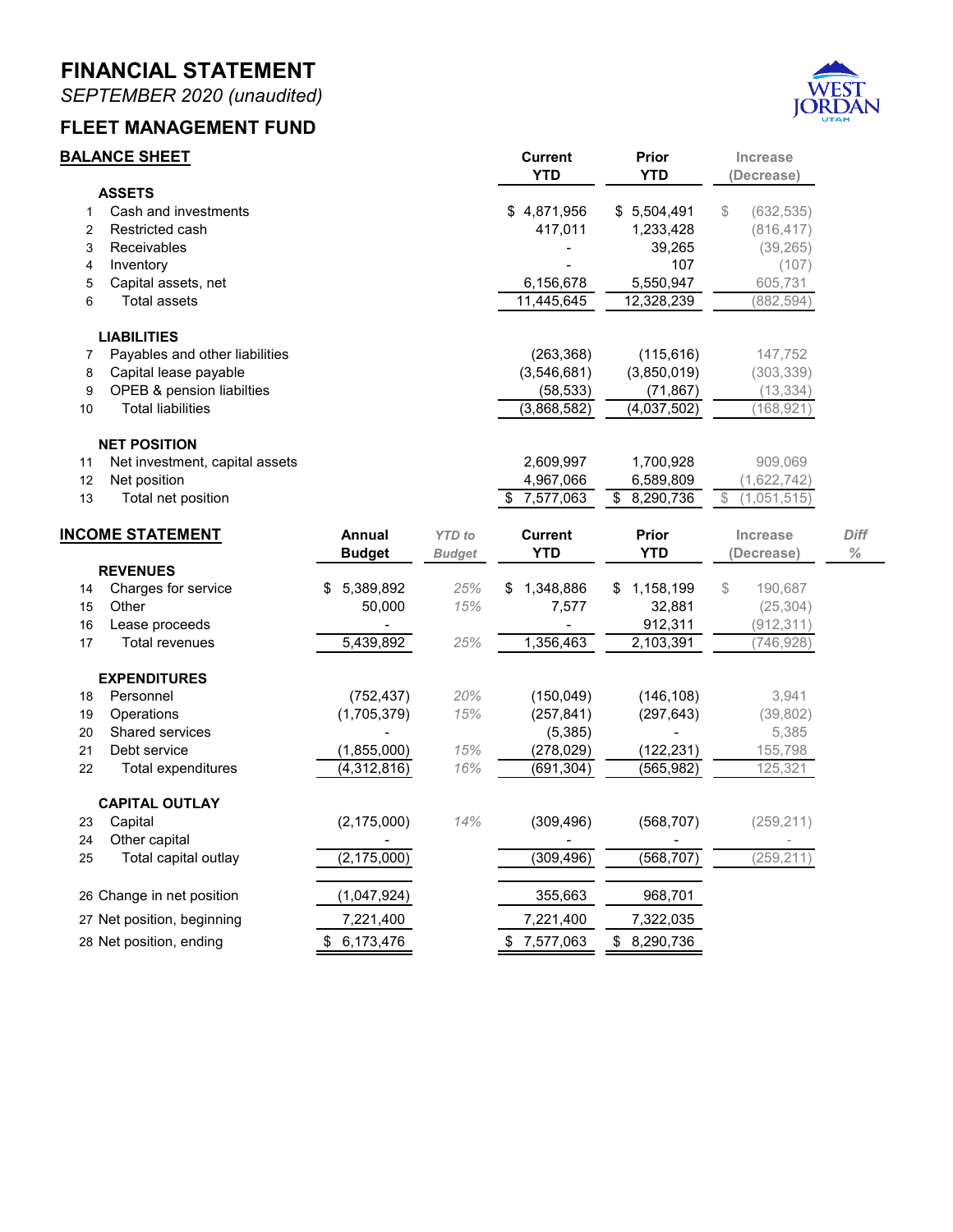# FINANCIAL STATEMENT

*SEPTEMBER 2020 (unaudited)*

## FLEET MANAGEMENT FUND

### BALANCE SHEET

| | | Current YTD | Prior YTD | Increase (Decrease) |
|---|---|---|---|---|
| | **ASSETS** | | | |
| 1 | Cash and investments | $ 4,871,956 | $ 5,504,491 | $ (632,535) |
| 2 | Restricted cash | 417,011 | 1,233,428 | (816,417) |
| 3 | Receivables | - | 39,265 | (39,265) |
| 4 | Inventory | - | 107 | (107) |
| 5 | Capital assets, net | 6,156,678 | 5,550,947 | 605,731 |
| 6 | Total assets | 11,445,645 | 12,328,239 | (882,594) |
| | **LIABILITIES** | | | |
| 7 | Payables and other liabilities | (263,368) | (115,616) | 147,752 |
| 8 | Capital lease payable | (3,546,681) | (3,850,019) | (303,339) |
| 9 | OPEB & pension liabilties | (58,533) | (71,867) | (13,334) |
| 10 | Total liabilities | (3,868,582) | (4,037,502) | (168,921) |
| | **NET POSITION** | | | |
| 11 | Net investment, capital assets | 2,609,997 | 1,700,928 | 909,069 |
| 12 | Net position | 4,967,066 | 6,589,809 | (1,622,742) |
| 13 | Total net position | $ 7,577,063 | $ 8,290,736 | $ (1,051,515) |

### INCOME STATEMENT

| | | Annual Budget | *YTD to Budget* | Current YTD | Prior YTD | Increase (Decrease) | *Diff %* |
|---|---|---|---|---|---|---|---|
| | **REVENUES** | | | | | | |
| 14 | Charges for service | $ 5,389,892 | *25%* | $ 1,348,886 | $ 1,158,199 | $ 190,687 | |
| 15 | Other | 50,000 | *15%* | 7,577 | 32,881 | (25,304) | |
| 16 | Lease proceeds | - | | - | 912,311 | (912,311) | |
| 17 | Total revenues | 5,439,892 | *25%* | 1,356,463 | 2,103,391 | (746,928) | |
| | **EXPENDITURES** | | | | | | |
| 18 | Personnel | (752,437) | *20%* | (150,049) | (146,108) | 3,941 | |
| 19 | Operations | (1,705,379) | *15%* | (257,841) | (297,643) | (39,802) | |
| 20 | Shared services | - | | (5,385) | - | 5,385 | |
| 21 | Debt service | (1,855,000) | *15%* | (278,029) | (122,231) | 155,798 | |
| 22 | Total expenditures | (4,312,816) | *16%* | (691,304) | (565,982) | 125,321 | |
| | **CAPITAL OUTLAY** | | | | | | |
| 23 | Capital | (2,175,000) | *14%* | (309,496) | (568,707) | (259,211) | |
| 24 | Other capital | - | | - | - | - | |
| 25 | Total capital outlay | (2,175,000) | | (309,496) | (568,707) | (259,211) | |
| 26 | Change in net position | (1,047,924) | | 355,663 | 968,701 | | |
| 27 | Net position, beginning | 7,221,400 | | 7,221,400 | 7,322,035 | | |
| 28 | Net position, ending | $ 6,173,476 | | $ 7,577,063 | $ 8,290,736 | | |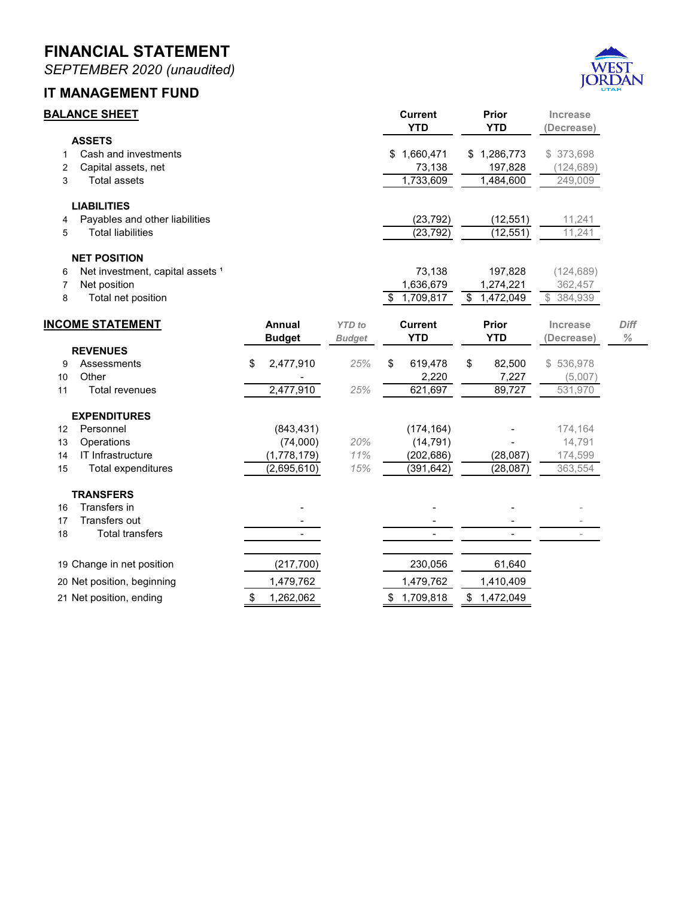# FINANCIAL STATEMENT

*SEPTEMBER 2020 (unaudited)*

## IT MANAGEMENT FUND

### BALANCE SHEET

| | | Current YTD | Prior YTD | Increase (Decrease) |
|---|---|---|---|---|
| | **ASSETS** | | | |
| 1 | Cash and investments | $ 1,660,471 | $ 1,286,773 | $ 373,698 |
| 2 | Capital assets, net | 73,138 | 197,828 | (124,689) |
| 3 | Total assets | 1,733,609 | 1,484,600 | 249,009 |
| | **LIABILITIES** | | | |
| 4 | Payables and other liabilities | (23,792) | (12,551) | 11,241 |
| 5 | Total liabilities | (23,792) | (12,551) | 11,241 |
| | **NET POSITION** | | | |
| 6 | Net investment, capital assets [1] | 73,138 | 197,828 | (124,689) |
| 7 | Net position | 1,636,679 | 1,274,221 | 362,457 |
| 8 | Total net position | $ 1,709,817 | $ 1,472,049 | $ 384,939 |

### INCOME STATEMENT

| | | Annual Budget | *YTD to Budget* | Current YTD | Prior YTD | Increase (Decrease) | *Diff %* |
|---|---|---|---|---|---|---|---|
| | **REVENUES** | | | | | | |
| 9 | Assessments | $ 2,477,910 | *25%* | $ 619,478 | $ 82,500 | $ 536,978 | |
| 10 | Other | - | | 2,220 | 7,227 | (5,007) | |
| 11 | Total revenues | 2,477,910 | *25%* | 621,697 | 89,727 | 531,970 | |
| | **EXPENDITURES** | | | | | | |
| 12 | Personnel | (843,431) | | (174,164) | - | 174,164 | |
| 13 | Operations | (74,000) | *20%* | (14,791) | - | 14,791 | |
| 14 | IT Infrastructure | (1,778,179) | *11%* | (202,686) | (28,087) | 174,599 | |
| 15 | Total expenditures | (2,695,610) | *15%* | (391,642) | (28,087) | 363,554 | |
| | **TRANSFERS** | | | | | | |
| 16 | Transfers in | - | | - | - | - | |
| 17 | Transfers out | - | | - | - | - | |
| 18 | Total transfers | - | | - | - | - | |
| 19 | Change in net position | (217,700) | | 230,056 | 61,640 | | |
| 20 | Net position, beginning | 1,479,762 | | 1,479,762 | 1,410,409 | | |
| 21 | Net position, ending | $ 1,262,062 | | $ 1,709,818 | $ 1,472,049 | | |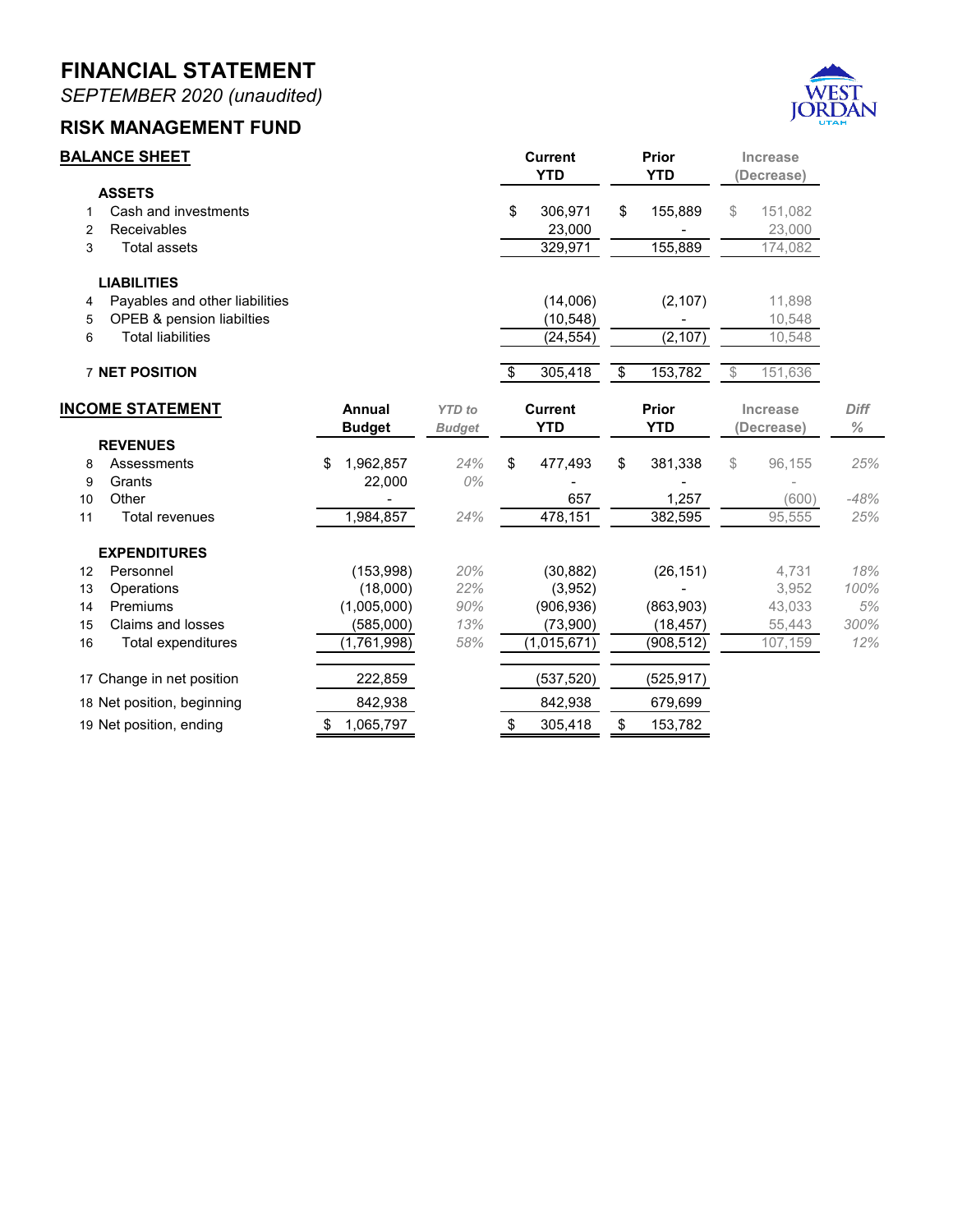# FINANCIAL STATEMENT

*SEPTEMBER 2020 (unaudited)*

## RISK MANAGEMENT FUND

### BALANCE SHEET

| | | Current YTD | Prior YTD | Increase (Decrease) |
|---|---|---|---|---|
| | **ASSETS** | | | |
| 1 | Cash and investments | $ 306,971 | $ 155,889 | $ 151,082 |
| 2 | Receivables | 23,000 | - | 23,000 |
| 3 | Total assets | 329,971 | 155,889 | 174,082 |
| | **LIABILITIES** | | | |
| 4 | Payables and other liabilities | (14,006) | (2,107) | 11,898 |
| 5 | OPEB & pension liabilties | (10,548) | - | 10,548 |
| 6 | Total liabilities | (24,554) | (2,107) | 10,548 |
| 7 | **NET POSITION** | $ 305,418 | $ 153,782 | $ 151,636 |

### INCOME STATEMENT

| | | Annual Budget | *YTD to Budget* | Current YTD | Prior YTD | Increase (Decrease) | *Diff %* |
|---|---|---|---|---|---|---|---|
| | **REVENUES** | | | | | | |
| 8 | Assessments | $ 1,962,857 | *24%* | $ 477,493 | $ 381,338 | $ 96,155 | *25%* |
| 9 | Grants | 22,000 | *0%* | - | - | - | |
| 10 | Other | - | | 657 | 1,257 | (600) | *-48%* |
| 11 | Total revenues | 1,984,857 | *24%* | 478,151 | 382,595 | 95,555 | *25%* |
| | **EXPENDITURES** | | | | | | |
| 12 | Personnel | (153,998) | *20%* | (30,882) | (26,151) | 4,731 | *18%* |
| 13 | Operations | (18,000) | *22%* | (3,952) | - | 3,952 | *100%* |
| 14 | Premiums | (1,005,000) | *90%* | (906,936) | (863,903) | 43,033 | *5%* |
| 15 | Claims and losses | (585,000) | *13%* | (73,900) | (18,457) | 55,443 | *300%* |
| 16 | Total expenditures | (1,761,998) | *58%* | (1,015,671) | (908,512) | 107,159 | *12%* |
| 17 | Change in net position | 222,859 | | (537,520) | (525,917) | | |
| 18 | Net position, beginning | 842,938 | | 842,938 | 679,699 | | |
| 19 | Net position, ending | $ 1,065,797 | | $ 305,418 | $ 153,782 | | |